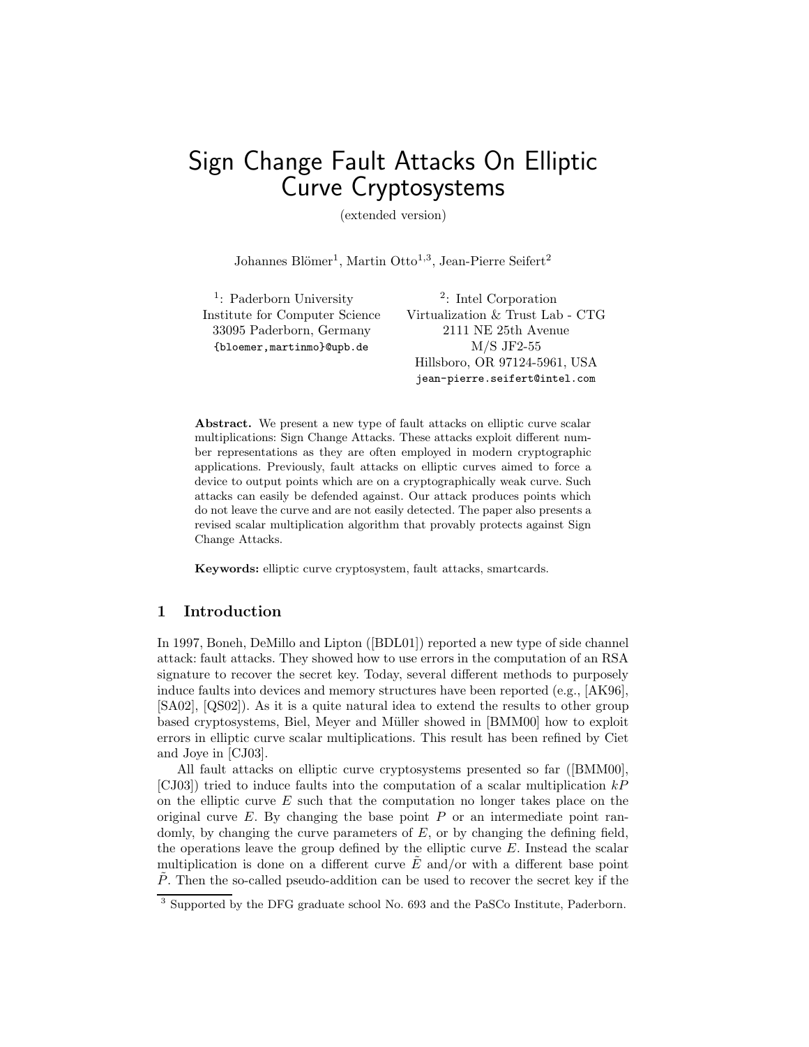# Sign Change Fault Attacks On Elliptic Curve Cryptosystems

(extended version)

Johannes Blömer[1], Martin Otto[1,3], Jean-Pierre Seifert[2]

[1]: Paderborn University
Institute for Computer Science
33095 Paderborn, Germany
{bloemer,martinmo}@upb.de

[2]: Intel Corporation
Virtualization & Trust Lab - CTG
2111 NE 25th Avenue
M/S JF2-55
Hillsboro, OR 97124-5961, USA
jean-pierre.seifert@intel.com

**Abstract.** We present a new type of fault attacks on elliptic curve scalar multiplications: Sign Change Attacks. These attacks exploit different number representations as they are often employed in modern cryptographic applications. Previously, fault attacks on elliptic curves aimed to force a device to output points which are on a cryptographically weak curve. Such attacks can easily be defended against. Our attack produces points which do not leave the curve and are not easily detected. The paper also presents a revised scalar multiplication algorithm that provably protects against Sign Change Attacks.

**Keywords:** elliptic curve cryptosystem, fault attacks, smartcards.

## 1 Introduction

In 1997, Boneh, DeMillo and Lipton ([BDL01]) reported a new type of side channel attack: fault attacks. They showed how to use errors in the computation of an RSA signature to recover the secret key. Today, several different methods to purposely induce faults into devices and memory structures have been reported (e.g., [AK96], [SA02], [QS02]). As it is a quite natural idea to extend the results to other group based cryptosystems, Biel, Meyer and Müller showed in [BMM00] how to exploit errors in elliptic curve scalar multiplications. This result has been refined by Ciet and Joye in [CJ03].

All fault attacks on elliptic curve cryptosystems presented so far ([BMM00], [CJ03]) tried to induce faults into the computation of a scalar multiplication $kP$ on the elliptic curve $E$ such that the computation no longer takes place on the original curve $E$. By changing the base point $P$ or an intermediate point randomly, by changing the curve parameters of $E$, or by changing the defining field, the operations leave the group defined by the elliptic curve $E$. Instead the scalar multiplication is done on a different curve $\tilde{E}$ and/or with a different base point $\tilde{P}$. Then the so-called pseudo-addition can be used to recover the secret key if the

[3] Supported by the DFG graduate school No. 693 and the PaSCo Institute, Paderborn.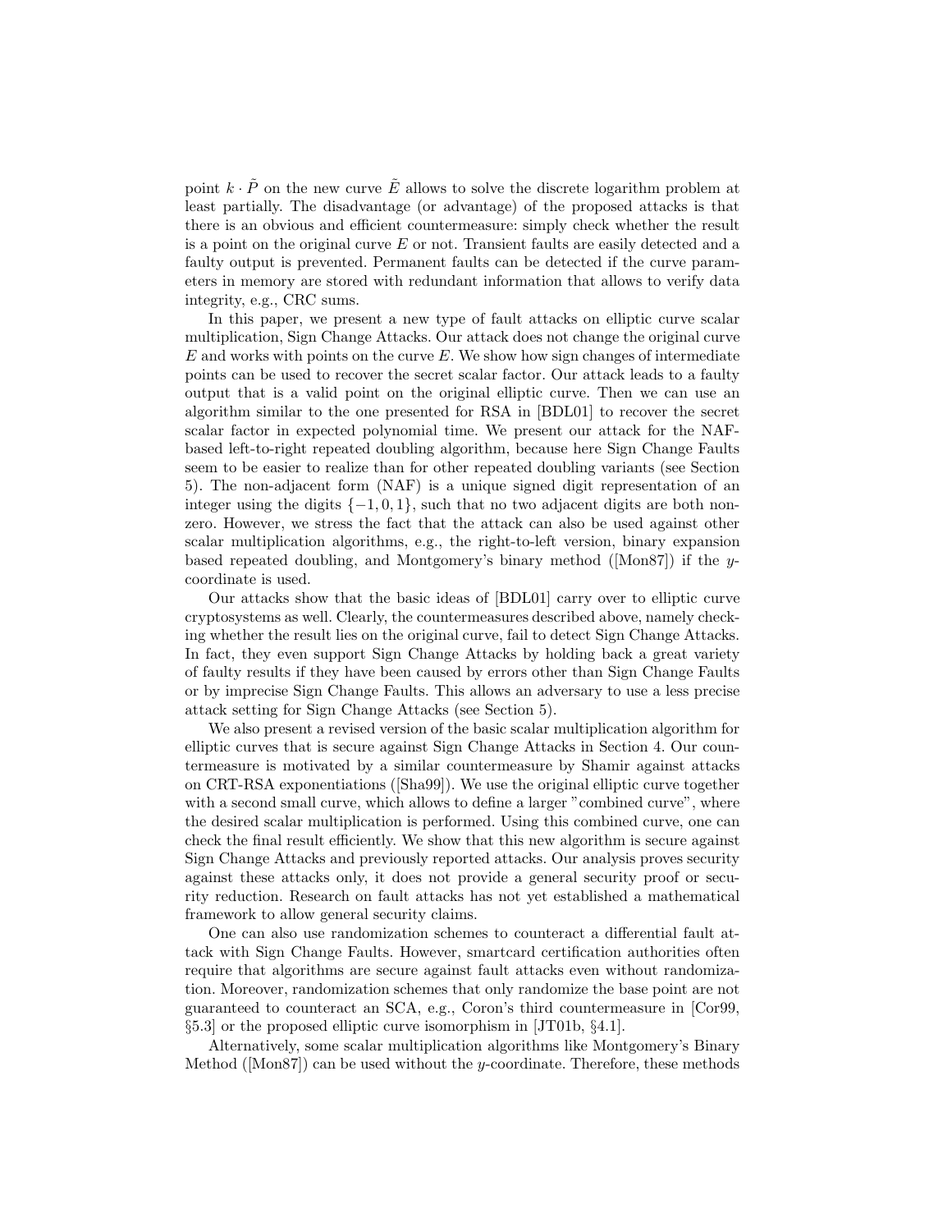point $k \cdot \tilde{P}$ on the new curve $\tilde{E}$ allows to solve the discrete logarithm problem at least partially. The disadvantage (or advantage) of the proposed attacks is that there is an obvious and efficient countermeasure: simply check whether the result is a point on the original curve $E$ or not. Transient faults are easily detected and a faulty output is prevented. Permanent faults can be detected if the curve parameters in memory are stored with redundant information that allows to verify data integrity, e.g., CRC sums.

In this paper, we present a new type of fault attacks on elliptic curve scalar multiplication, Sign Change Attacks. Our attack does not change the original curve $E$ and works with points on the curve $E$. We show how sign changes of intermediate points can be used to recover the secret scalar factor. Our attack leads to a faulty output that is a valid point on the original elliptic curve. Then we can use an algorithm similar to the one presented for RSA in [BDL01] to recover the secret scalar factor in expected polynomial time. We present our attack for the NAF-based left-to-right repeated doubling algorithm, because here Sign Change Faults seem to be easier to realize than for other repeated doubling variants (see Section 5). The non-adjacent form (NAF) is a unique signed digit representation of an integer using the digits $\{-1, 0, 1\}$, such that no two adjacent digits are both non-zero. However, we stress the fact that the attack can also be used against other scalar multiplication algorithms, e.g., the right-to-left version, binary expansion based repeated doubling, and Montgomery's binary method ([Mon87]) if the $y$-coordinate is used.

Our attacks show that the basic ideas of [BDL01] carry over to elliptic curve cryptosystems as well. Clearly, the countermeasures described above, namely checking whether the result lies on the original curve, fail to detect Sign Change Attacks. In fact, they even support Sign Change Attacks by holding back a great variety of faulty results if they have been caused by errors other than Sign Change Faults or by imprecise Sign Change Faults. This allows an adversary to use a less precise attack setting for Sign Change Attacks (see Section 5).

We also present a revised version of the basic scalar multiplication algorithm for elliptic curves that is secure against Sign Change Attacks in Section 4. Our countermeasure is motivated by a similar countermeasure by Shamir against attacks on CRT-RSA exponentiations ([Sha99]). We use the original elliptic curve together with a second small curve, which allows to define a larger "combined curve", where the desired scalar multiplication is performed. Using this combined curve, one can check the final result efficiently. We show that this new algorithm is secure against Sign Change Attacks and previously reported attacks. Our analysis proves security against these attacks only, it does not provide a general security proof or security reduction. Research on fault attacks has not yet established a mathematical framework to allow general security claims.

One can also use randomization schemes to counteract a differential fault attack with Sign Change Faults. However, smartcard certification authorities often require that algorithms are secure against fault attacks even without randomization. Moreover, randomization schemes that only randomize the base point are not guaranteed to counteract an SCA, e.g., Coron's third countermeasure in [Cor99, §5.3] or the proposed elliptic curve isomorphism in [JT01b, §4.1].

Alternatively, some scalar multiplication algorithms like Montgomery's Binary Method ([Mon87]) can be used without the $y$-coordinate. Therefore, these methods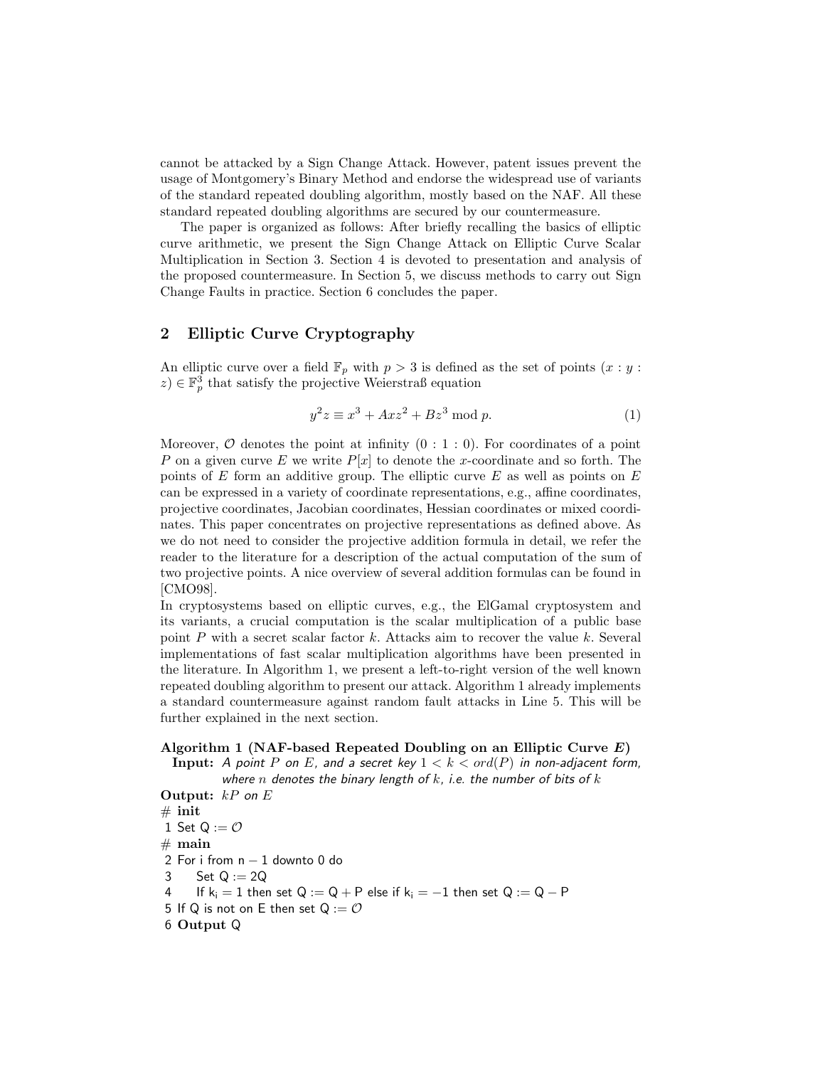cannot be attacked by a Sign Change Attack. However, patent issues prevent the usage of Montgomery's Binary Method and endorse the widespread use of variants of the standard repeated doubling algorithm, mostly based on the NAF. All these standard repeated doubling algorithms are secured by our countermeasure.

The paper is organized as follows: After briefly recalling the basics of elliptic curve arithmetic, we present the Sign Change Attack on Elliptic Curve Scalar Multiplication in Section 3. Section 4 is devoted to presentation and analysis of the proposed countermeasure. In Section 5, we discuss methods to carry out Sign Change Faults in practice. Section 6 concludes the paper.

## 2 Elliptic Curve Cryptography

An elliptic curve over a field $\mathbb{F}_p$ with $p > 3$ is defined as the set of points $(x : y : z) \in \mathbb{F}_p^3$ that satisfy the projective Weierstraß equation

$$y^2 z \equiv x^3 + Axz^2 + Bz^3 \bmod p. \tag{1}$$

Moreover, $\mathcal{O}$ denotes the point at infinity $(0 : 1 : 0)$. For coordinates of a point $P$ on a given curve $E$ we write $P[x]$ to denote the $x$-coordinate and so forth. The points of $E$ form an additive group. The elliptic curve $E$ as well as points on $E$ can be expressed in a variety of coordinate representations, e.g., affine coordinates, projective coordinates, Jacobian coordinates, Hessian coordinates or mixed coordinates. This paper concentrates on projective representations as defined above. As we do not need to consider the projective addition formula in detail, we refer the reader to the literature for a description of the actual computation of the sum of two projective points. A nice overview of several addition formulas can be found in [CMO98].

In cryptosystems based on elliptic curves, e.g., the ElGamal cryptosystem and its variants, a crucial computation is the scalar multiplication of a public base point $P$ with a secret scalar factor $k$. Attacks aim to recover the value $k$. Several implementations of fast scalar multiplication algorithms have been presented in the literature. In Algorithm 1, we present a left-to-right version of the well known repeated doubling algorithm to present our attack. Algorithm 1 already implements a standard countermeasure against random fault attacks in Line 5. This will be further explained in the next section.

**Algorithm 1 (NAF-based Repeated Doubling on an Elliptic Curve *E*)**

**Input:** *A point $P$ on $E$, and a secret key $1 < k < ord(P)$ in non-adjacent form, where $n$ denotes the binary length of $k$, i.e. the number of bits of $k$*

**Output:** *$kP$ on $E$*

```
# init
1 Set Q := O
# main
2 For i from n − 1 downto 0 do
3     Set Q := 2Q
4     If k_i = 1 then set Q := Q + P else if k_i = −1 then set Q := Q − P
5 If Q is not on E then set Q := O
6 Output Q
```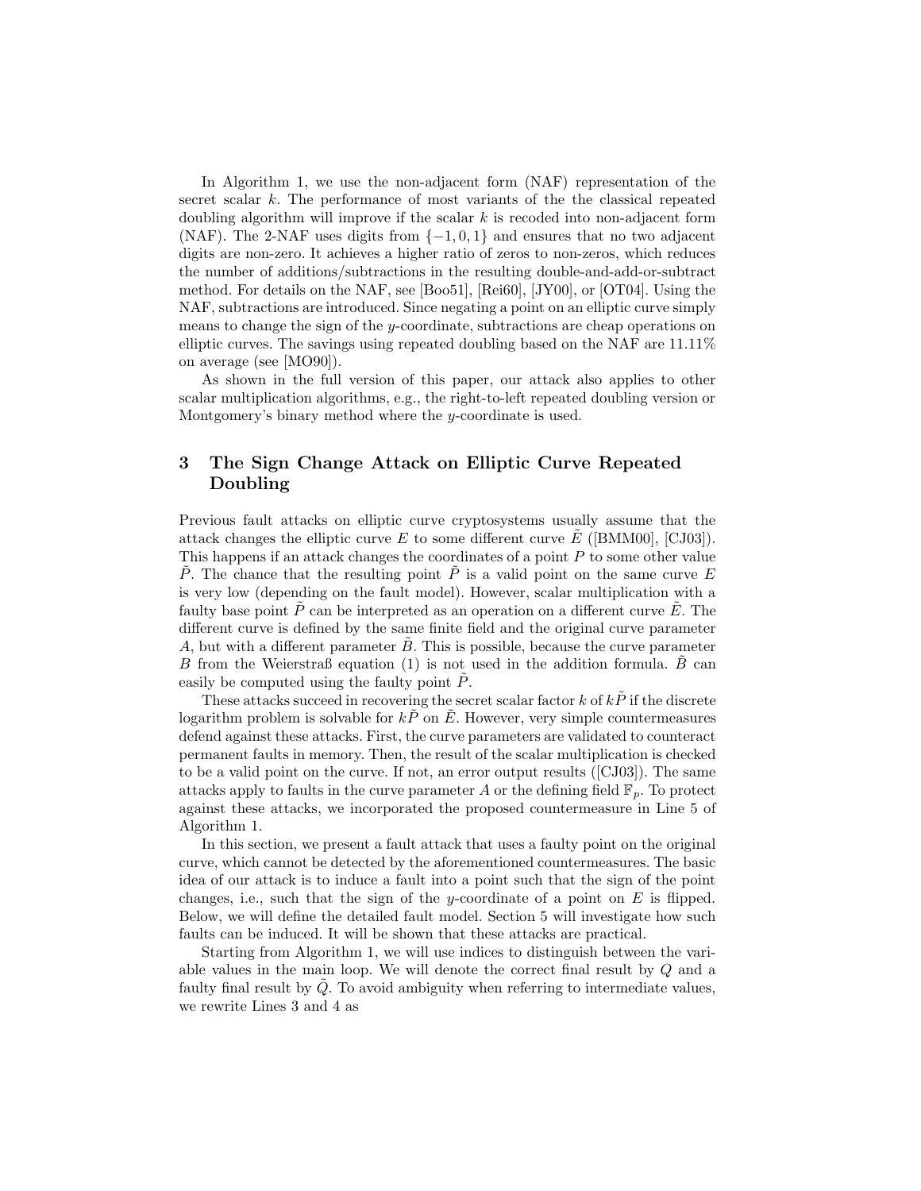In Algorithm 1, we use the non-adjacent form (NAF) representation of the secret scalar $k$. The performance of most variants of the the classical repeated doubling algorithm will improve if the scalar $k$ is recoded into non-adjacent form (NAF). The 2-NAF uses digits from $\{-1, 0, 1\}$ and ensures that no two adjacent digits are non-zero. It achieves a higher ratio of zeros to non-zeros, which reduces the number of additions/subtractions in the resulting double-and-add-or-subtract method. For details on the NAF, see [Boo51], [Rei60], [JY00], or [OT04]. Using the NAF, subtractions are introduced. Since negating a point on an elliptic curve simply means to change the sign of the $y$-coordinate, subtractions are cheap operations on elliptic curves. The savings using repeated doubling based on the NAF are 11.11% on average (see [MO90]).

As shown in the full version of this paper, our attack also applies to other scalar multiplication algorithms, e.g., the right-to-left repeated doubling version or Montgomery's binary method where the $y$-coordinate is used.

## 3 The Sign Change Attack on Elliptic Curve Repeated Doubling

Previous fault attacks on elliptic curve cryptosystems usually assume that the attack changes the elliptic curve $E$ to some different curve $\tilde{E}$ ([BMM00], [CJ03]). This happens if an attack changes the coordinates of a point $P$ to some other value $\tilde{P}$. The chance that the resulting point $\tilde{P}$ is a valid point on the same curve $E$ is very low (depending on the fault model). However, scalar multiplication with a faulty base point $\tilde{P}$ can be interpreted as an operation on a different curve $\tilde{E}$. The different curve is defined by the same finite field and the original curve parameter $A$, but with a different parameter $\tilde{B}$. This is possible, because the curve parameter $B$ from the Weierstraß equation (1) is not used in the addition formula. $\tilde{B}$ can easily be computed using the faulty point $\tilde{P}$.

These attacks succeed in recovering the secret scalar factor $k$ of $k\tilde{P}$ if the discrete logarithm problem is solvable for $k\tilde{P}$ on $\tilde{E}$. However, very simple countermeasures defend against these attacks. First, the curve parameters are validated to counteract permanent faults in memory. Then, the result of the scalar multiplication is checked to be a valid point on the curve. If not, an error output results ([CJ03]). The same attacks apply to faults in the curve parameter $A$ or the defining field $\mathbb{F}_p$. To protect against these attacks, we incorporated the proposed countermeasure in Line 5 of Algorithm 1.

In this section, we present a fault attack that uses a faulty point on the original curve, which cannot be detected by the aforementioned countermeasures. The basic idea of our attack is to induce a fault into a point such that the sign of the point changes, i.e., such that the sign of the $y$-coordinate of a point on $E$ is flipped. Below, we will define the detailed fault model. Section 5 will investigate how such faults can be induced. It will be shown that these attacks are practical.

Starting from Algorithm 1, we will use indices to distinguish between the variable values in the main loop. We will denote the correct final result by $Q$ and a faulty final result by $\tilde{Q}$. To avoid ambiguity when referring to intermediate values, we rewrite Lines 3 and 4 as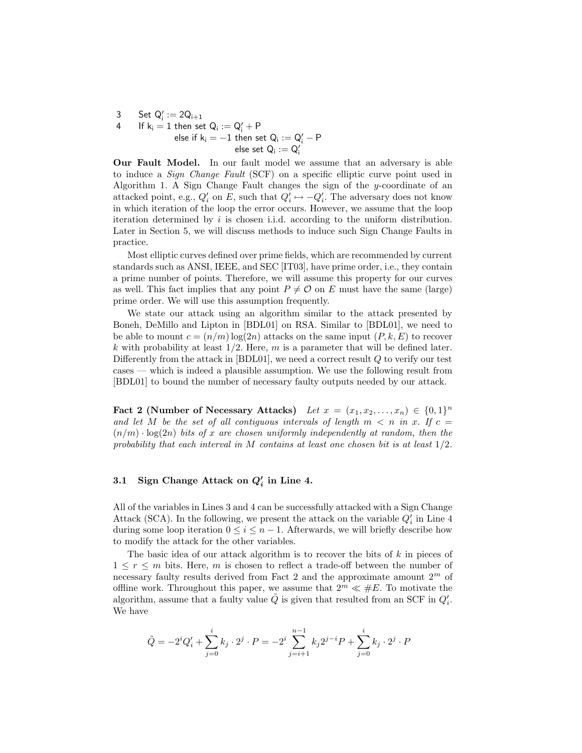```
3    Set Q'_i := 2Q_{i+1}
4    If k_i = 1 then set Q_i := Q'_i + P
               else if k_i = −1 then set Q_i := Q'_i − P
                                   else set Q_i := Q'_i
```

**Our Fault Model.** In our fault model we assume that an adversary is able to induce a *Sign Change Fault* (SCF) on a specific elliptic curve point used in Algorithm 1. A Sign Change Fault changes the sign of the $y$-coordinate of an attacked point, e.g., $Q'_i$ on $E$, such that $Q'_i \mapsto -Q'_i$. The adversary does not know in which iteration of the loop the error occurs. However, we assume that the loop iteration determined by $i$ is chosen i.i.d. according to the uniform distribution. Later in Section 5, we will discuss methods to induce such Sign Change Faults in practice.

Most elliptic curves defined over prime fields, which are recommended by current standards such as ANSI, IEEE, and SEC [IT03], have prime order, i.e., they contain a prime number of points. Therefore, we will assume this property for our curves as well. This fact implies that any point $P \neq \mathcal{O}$ on $E$ must have the same (large) prime order. We will use this assumption frequently.

We state our attack using an algorithm similar to the attack presented by Boneh, DeMillo and Lipton in [BDL01] on RSA. Similar to [BDL01], we need to be able to mount $c = (n/m)\log(2n)$ attacks on the same input $(P, k, E)$ to recover $k$ with probability at least $1/2$. Here, $m$ is a parameter that will be defined later. Differently from the attack in [BDL01], we need a correct result $Q$ to verify our test cases — which is indeed a plausible assumption. We use the following result from [BDL01] to bound the number of necessary faulty outputs needed by our attack.

**Fact 2 (Number of Necessary Attacks)** *Let $x = (x_1, x_2, \ldots, x_n) \in \{0,1\}^n$ and let $M$ be the set of all contiguous intervals of length $m < n$ in $x$. If $c = (n/m) \cdot \log(2n)$ bits of $x$ are chosen uniformly independently at random, then the probability that each interval in $M$ contains at least one chosen bit is at least $1/2$.*

### 3.1 Sign Change Attack on $Q'_i$ in Line 4.

All of the variables in Lines 3 and 4 can be successfully attacked with a Sign Change Attack (SCA). In the following, we present the attack on the variable $Q'_i$ in Line 4 during some loop iteration $0 \leq i \leq n-1$. Afterwards, we will briefly describe how to modify the attack for the other variables.

The basic idea of our attack algorithm is to recover the bits of $k$ in pieces of $1 \leq r \leq m$ bits. Here, $m$ is chosen to reflect a trade-off between the number of necessary faulty results derived from Fact 2 and the approximate amount $2^m$ of offline work. Throughout this paper, we assume that $2^m \ll \#E$. To motivate the algorithm, assume that a faulty value $\tilde{Q}$ is given that resulted from an SCF in $Q'_i$. We have

$$\tilde{Q} = -2^i Q'_i + \sum_{j=0}^{i} k_j \cdot 2^j \cdot P = -2^i \sum_{j=i+1}^{n-1} k_j 2^{j-i} P + \sum_{j=0}^{i} k_j \cdot 2^j \cdot P$$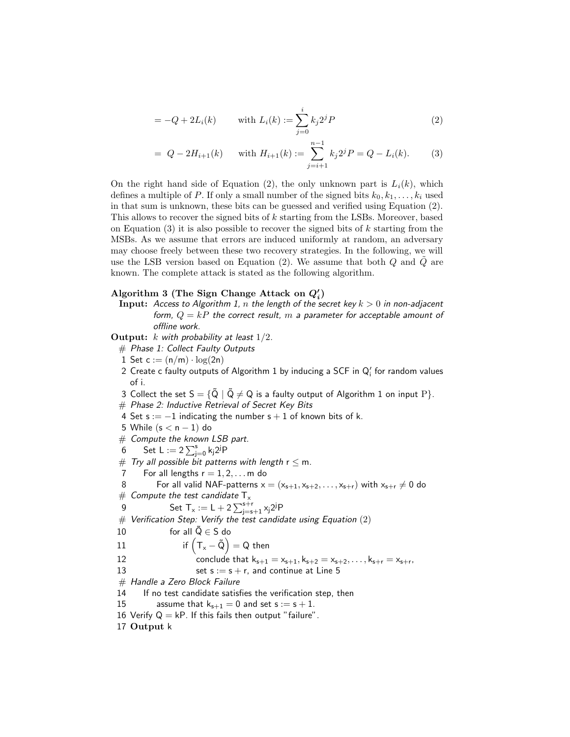$$= -Q + 2L_i(k) \qquad \text{with } L_i(k) := \sum_{j=0}^{i} k_j 2^j P \tag{2}$$

$$= \; Q - 2H_{i+1}(k) \qquad \text{with } H_{i+1}(k) := \sum_{j=i+1}^{n-1} k_j 2^j P = Q - L_i(k). \tag{3}$$

On the right hand side of Equation (2), the only unknown part is $L_i(k)$, which defines a multiple of $P$. If only a small number of the signed bits $k_0, k_1, \ldots, k_i$ used in that sum is unknown, these bits can be guessed and verified using Equation (2). This allows to recover the signed bits of $k$ starting from the LSBs. Moreover, based on Equation (3) it is also possible to recover the signed bits of $k$ starting from the MSBs. As we assume that errors are induced uniformly at random, an adversary may choose freely between these two recovery strategies. In the following, we will use the LSB version based on Equation (2). We assume that both $Q$ and $\tilde{Q}$ are known. The complete attack is stated as the following algorithm.

**Algorithm 3 (The Sign Change Attack on $Q'_i$)**

**Input:** *Access to Algorithm 1, $n$ the length of the secret key $k > 0$ in non-adjacent form, $Q = kP$ the correct result, $m$ a parameter for acceptable amount of offline work.*

**Output:** *$k$ with probability at least $1/2$.*

\# *Phase 1: Collect Faulty Outputs*
1 Set $c := (n/m) \cdot \log(2n)$
2 Create c faulty outputs of Algorithm 1 by inducing a SCF in $Q'_i$ for random values of i.
3 Collect the set $S = \{\tilde{Q} \mid \tilde{Q} \neq Q$ is a faulty output of Algorithm 1 on input $P\}$.
\# *Phase 2: Inductive Retrieval of Secret Key Bits*
4 Set $s := -1$ indicating the number $s + 1$ of known bits of k.
5 While $(s < n - 1)$ do
\# *Compute the known LSB part.*
6 Set $L := 2 \sum_{j=0}^{s} k_j 2^j P$
\# *Try all possible bit patterns with length $r \leq m$.*
7 For all lengths $r = 1, 2, \ldots m$ do
8 For all valid NAF-patterns $x = (x_{s+1}, x_{s+2}, \ldots, x_{s+r})$ with $x_{s+r} \neq 0$ do
\# *Compute the test candidate $T_x$*
9 Set $T_x := L + 2 \sum_{j=s+1}^{s+r} x_j 2^j P$
\# *Verification Step: Verify the test candidate using Equation (2)*
10 for all $\tilde{Q} \in S$ do
11 if $\left(T_x - \tilde{Q}\right) = Q$ then
12 conclude that $k_{s+1} = x_{s+1}, k_{s+2} = x_{s+2}, \ldots, k_{s+r} = x_{s+r}$,
13 set $s := s + r$, and continue at Line 5
\# *Handle a Zero Block Failure*
14 If no test candidate satisfies the verification step, then
15 assume that $k_{s+1} = 0$ and set $s := s + 1$.
16 Verify $Q = kP$. If this fails then output "failure".
17 **Output** k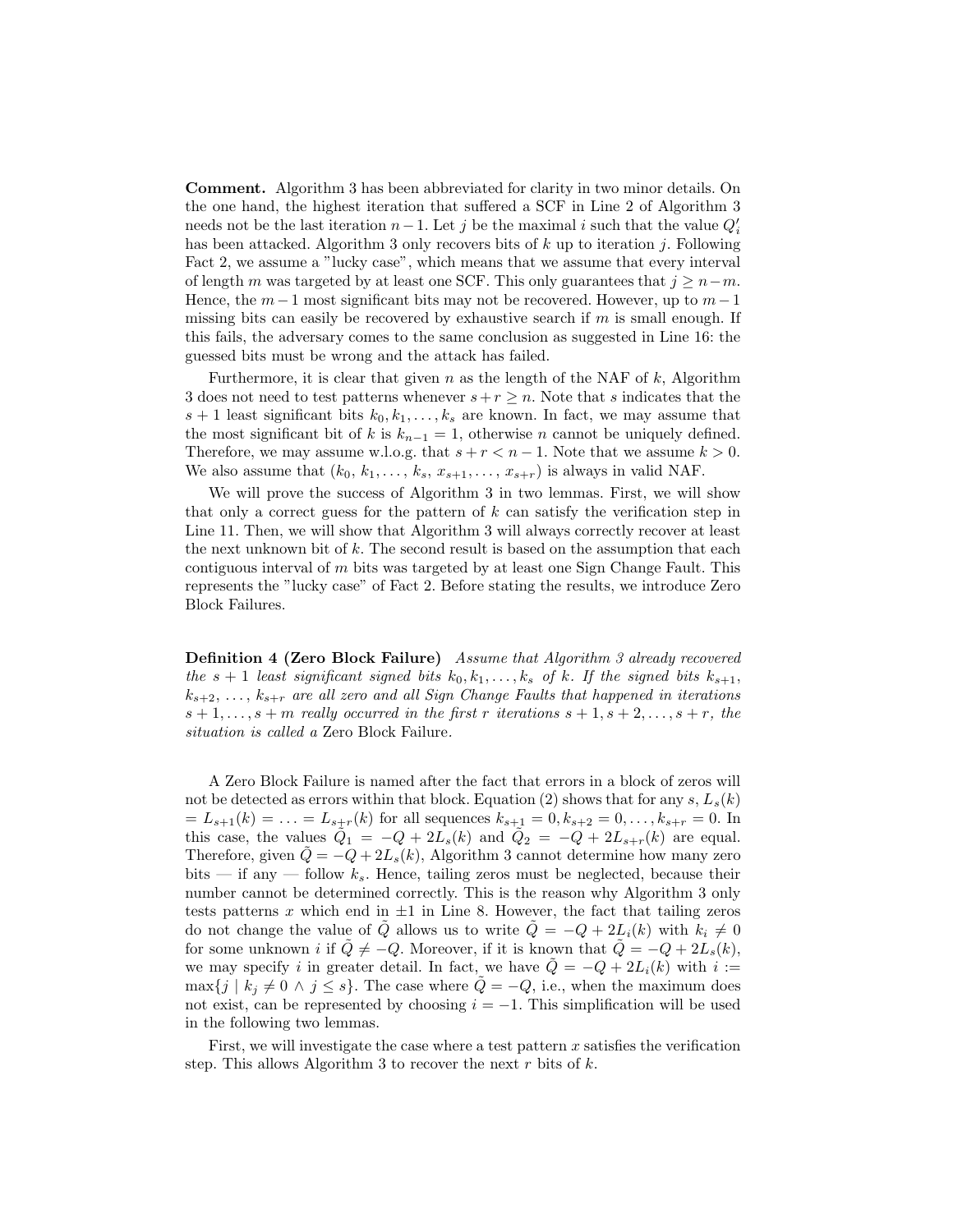**Comment.** Algorithm 3 has been abbreviated for clarity in two minor details. On the one hand, the highest iteration that suffered a SCF in Line 2 of Algorithm 3 needs not be the last iteration $n-1$. Let $j$ be the maximal $i$ such that the value $Q'_i$ has been attacked. Algorithm 3 only recovers bits of $k$ up to iteration $j$. Following Fact 2, we assume a "lucky case", which means that we assume that every interval of length $m$ was targeted by at least one SCF. This only guarantees that $j \geq n-m$. Hence, the $m-1$ most significant bits may not be recovered. However, up to $m-1$ missing bits can easily be recovered by exhaustive search if $m$ is small enough. If this fails, the adversary comes to the same conclusion as suggested in Line 16: the guessed bits must be wrong and the attack has failed.

Furthermore, it is clear that given $n$ as the length of the NAF of $k$, Algorithm 3 does not need to test patterns whenever $s+r \geq n$. Note that $s$ indicates that the $s+1$ least significant bits $k_0, k_1, \ldots, k_s$ are known. In fact, we may assume that the most significant bit of $k$ is $k_{n-1} = 1$, otherwise $n$ cannot be uniquely defined. Therefore, we may assume w.l.o.g. that $s+r < n-1$. Note that we assume $k > 0$. We also assume that $(k_0, k_1, \ldots, k_s, x_{s+1}, \ldots, x_{s+r})$ is always in valid NAF.

We will prove the success of Algorithm 3 in two lemmas. First, we will show that only a correct guess for the pattern of $k$ can satisfy the verification step in Line 11. Then, we will show that Algorithm 3 will always correctly recover at least the next unknown bit of $k$. The second result is based on the assumption that each contiguous interval of $m$ bits was targeted by at least one Sign Change Fault. This represents the "lucky case" of Fact 2. Before stating the results, we introduce Zero Block Failures.

**Definition 4 (Zero Block Failure)** *Assume that Algorithm 3 already recovered the $s+1$ least significant signed bits $k_0, k_1, \ldots, k_s$ of $k$. If the signed bits $k_{s+1}$, $k_{s+2}$, $\ldots$, $k_{s+r}$ are all zero and all Sign Change Faults that happened in iterations $s+1, \ldots, s+m$ really occurred in the first $r$ iterations $s+1, s+2, \ldots, s+r$, the situation is called a* Zero Block Failure.

A Zero Block Failure is named after the fact that errors in a block of zeros will not be detected as errors within that block. Equation (2) shows that for any $s$, $L_s(k) = L_{s+1}(k) = \ldots = L_{s+r}(k)$ for all sequences $k_{s+1} = 0, k_{s+2} = 0, \ldots, k_{s+r} = 0$. In this case, the values $\tilde{Q}_1 = -Q + 2L_s(k)$ and $\tilde{Q}_2 = -Q + 2L_{s+r}(k)$ are equal. Therefore, given $\tilde{Q} = -Q + 2L_s(k)$, Algorithm 3 cannot determine how many zero bits — if any — follow $k_s$. Hence, tailing zeros must be neglected, because their number cannot be determined correctly. This is the reason why Algorithm 3 only tests patterns $x$ which end in $\pm 1$ in Line 8. However, the fact that tailing zeros do not change the value of $\tilde{Q}$ allows us to write $\tilde{Q} = -Q + 2L_i(k)$ with $k_i \neq 0$ for some unknown $i$ if $\tilde{Q} \neq -Q$. Moreover, if it is known that $\tilde{Q} = -Q + 2L_s(k)$, we may specify $i$ in greater detail. In fact, we have $\tilde{Q} = -Q + 2L_i(k)$ with $i := \max\{j \mid k_j \neq 0 \wedge j \leq s\}$. The case where $\tilde{Q} = -Q$, i.e., when the maximum does not exist, can be represented by choosing $i = -1$. This simplification will be used in the following two lemmas.

First, we will investigate the case where a test pattern $x$ satisfies the verification step. This allows Algorithm 3 to recover the next $r$ bits of $k$.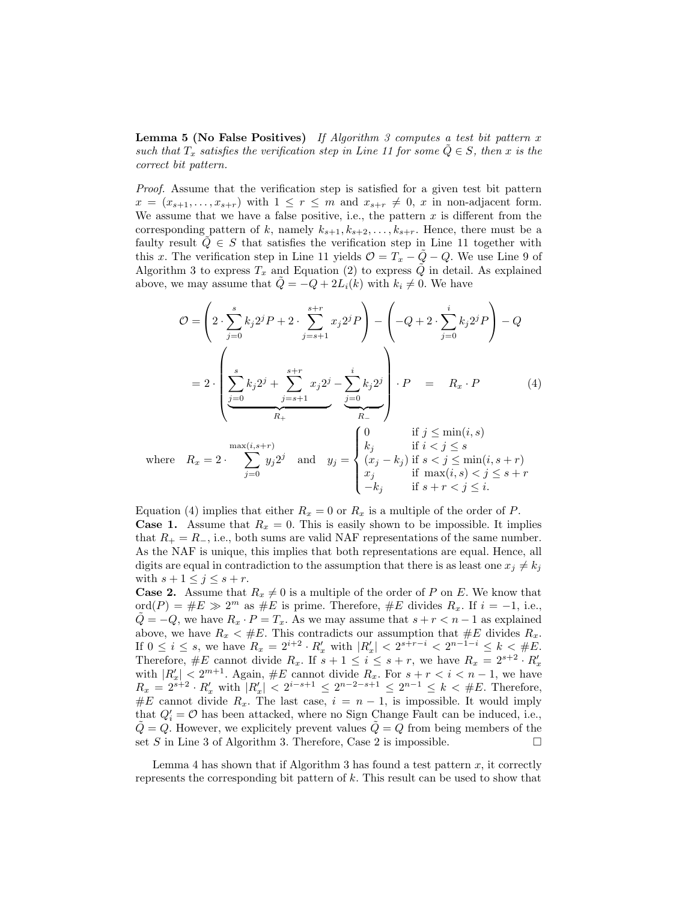**Lemma 5 (No False Positives)** *If Algorithm 3 computes a test bit pattern $x$ such that $T_x$ satisfies the verification step in Line 11 for some $\tilde{Q} \in S$, then $x$ is the correct bit pattern.*

*Proof.* Assume that the verification step is satisfied for a given test bit pattern $x = (x_{s+1}, \ldots, x_{s+r})$ with $1 \leq r \leq m$ and $x_{s+r} \neq 0$, $x$ in non-adjacent form. We assume that we have a false positive, i.e., the pattern $x$ is different from the corresponding pattern of $k$, namely $k_{s+1}, k_{s+2}, \ldots, k_{s+r}$. Hence, there must be a faulty result $\tilde{Q} \in S$ that satisfies the verification step in Line 11 together with this $x$. The verification step in Line 11 yields $\mathcal{O} = T_x - \tilde{Q} - Q$. We use Line 9 of Algorithm 3 to express $T_x$ and Equation (2) to express $\tilde{Q}$ in detail. As explained above, we may assume that $\tilde{Q} = -Q + 2L_i(k)$ with $k_i \neq 0$. We have

$$
\begin{aligned}
\mathcal{O} &= \left(2 \cdot \sum_{j=0}^{s} k_j 2^j P + 2 \cdot \sum_{j=s+1}^{s+r} x_j 2^j P\right) - \left(-Q + 2 \cdot \sum_{j=0}^{i} k_j 2^j P\right) - Q \\
&= 2 \cdot \left(\underbrace{\sum_{j=0}^{s} k_j 2^j + \sum_{j=s+1}^{s+r} x_j 2^j}_{R_+} - \underbrace{\sum_{j=0}^{i} k_j 2^j}_{R_-}\right) \cdot P \quad = \quad R_x \cdot P
\end{aligned}
\tag{4}
$$

$$
\text{where} \quad R_x = 2 \cdot \sum_{j=0}^{\max(i,s+r)} y_j 2^j \quad \text{and} \quad y_j = \begin{cases} 0 & \text{if } j \leq \min(i,s) \\ k_j & \text{if } i < j \leq s \\ (x_j - k_j) & \text{if } s < j \leq \min(i, s+r) \\ x_j & \text{if } \max(i,s) < j \leq s+r \\ -k_j & \text{if } s+r < j \leq i. \end{cases}
$$

Equation (4) implies that either $R_x = 0$ or $R_x$ is a multiple of the order of $P$.

**Case 1.** Assume that $R_x = 0$. This is easily shown to be impossible. It implies that $R_+ = R_-$, i.e., both sums are valid NAF representations of the same number. As the NAF is unique, this implies that both representations are equal. Hence, all digits are equal in contradiction to the assumption that there is as least one $x_j \neq k_j$ with $s+1 \leq j \leq s+r$.

**Case 2.** Assume that $R_x \neq 0$ is a multiple of the order of $P$ on $E$. We know that $\text{ord}(P) = \#E \gg 2^m$ as $\#E$ is prime. Therefore, $\#E$ divides $R_x$. If $i = -1$, i.e., $\tilde{Q} = -Q$, we have $R_x \cdot P = T_x$. As we may assume that $s + r < n - 1$ as explained above, we have $R_x < \#E$. This contradicts our assumption that $\#E$ divides $R_x$. If $0 \leq i \leq s$, we have $R_x = 2^{i+2} \cdot R'_x$ with $|R'_x| < 2^{s+r-i} < 2^{n-1-i} \leq k < \#E$. Therefore, $\#E$ cannot divide $R_x$. If $s+1 \leq i \leq s+r$, we have $R_x = 2^{s+2} \cdot R'_x$ with $|R'_x| < 2^{m+1}$. Again, $\#E$ cannot divide $R_x$. For $s + r < i < n - 1$, we have $R_x = 2^{s+2} \cdot R'_x$ with $|R'_x| < 2^{i-s+1} \leq 2^{n-2-s+1} \leq 2^{n-1} \leq k < \#E$. Therefore, $\#E$ cannot divide $R_x$. The last case, $i = n - 1$, is impossible. It would imply that $Q'_i = \mathcal{O}$ has been attacked, where no Sign Change Fault can be induced, i.e., $\tilde{Q} = Q$. However, we explicitely prevent values $\tilde{Q} = Q$ from being members of the set $S$ in Line 3 of Algorithm 3. Therefore, Case 2 is impossible. □

Lemma 4 has shown that if Algorithm 3 has found a test pattern $x$, it correctly represents the corresponding bit pattern of $k$. This result can be used to show that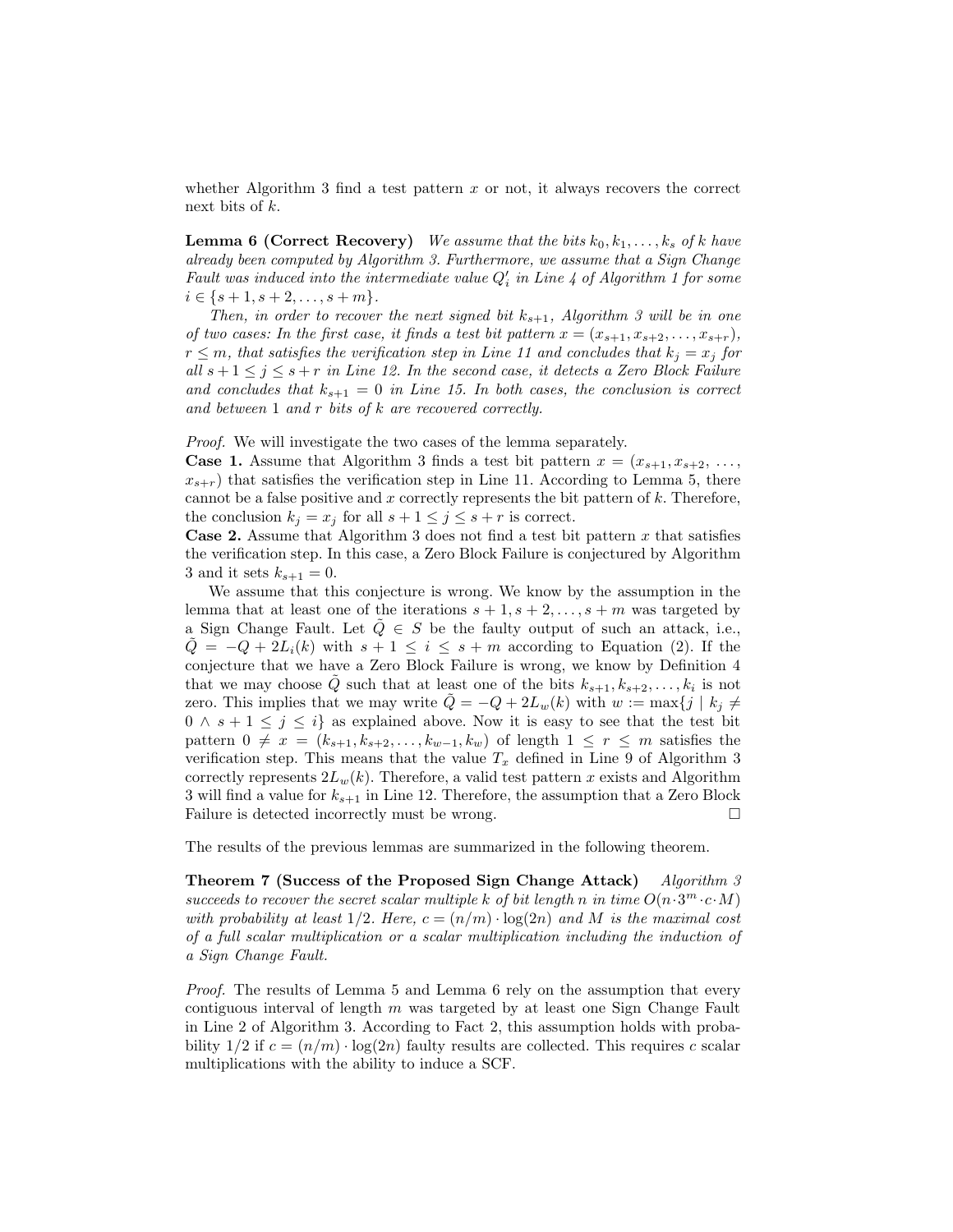whether Algorithm 3 find a test pattern $x$ or not, it always recovers the correct next bits of $k$.

**Lemma 6 (Correct Recovery)** *We assume that the bits $k_0, k_1, \ldots, k_s$ of $k$ have already been computed by Algorithm 3. Furthermore, we assume that a Sign Change Fault was induced into the intermediate value $Q'_i$ in Line 4 of Algorithm 1 for some $i \in \{s+1, s+2, \ldots, s+m\}$.*

*Then, in order to recover the next signed bit $k_{s+1}$, Algorithm 3 will be in one of two cases: In the first case, it finds a test bit pattern $x = (x_{s+1}, x_{s+2}, \ldots, x_{s+r})$, $r \leq m$, that satisfies the verification step in Line 11 and concludes that $k_j = x_j$ for all $s+1 \leq j \leq s+r$ in Line 12. In the second case, it detects a Zero Block Failure and concludes that $k_{s+1} = 0$ in Line 15. In both cases, the conclusion is correct and between 1 and $r$ bits of $k$ are recovered correctly.*

*Proof.* We will investigate the two cases of the lemma separately.
**Case 1.** Assume that Algorithm 3 finds a test bit pattern $x = (x_{s+1}, x_{s+2}, \ldots, x_{s+r})$ that satisfies the verification step in Line 11. According to Lemma 5, there cannot be a false positive and $x$ correctly represents the bit pattern of $k$. Therefore, the conclusion $k_j = x_j$ for all $s+1 \leq j \leq s+r$ is correct.
**Case 2.** Assume that Algorithm 3 does not find a test bit pattern $x$ that satisfies the verification step. In this case, a Zero Block Failure is conjectured by Algorithm 3 and it sets $k_{s+1} = 0$.

We assume that this conjecture is wrong. We know by the assumption in the lemma that at least one of the iterations $s+1, s+2, \ldots, s+m$ was targeted by a Sign Change Fault. Let $\tilde{Q} \in S$ be the faulty output of such an attack, i.e., $\tilde{Q} = -Q + 2L_i(k)$ with $s+1 \leq i \leq s+m$ according to Equation (2). If the conjecture that we have a Zero Block Failure is wrong, we know by Definition 4 that we may choose $\tilde{Q}$ such that at least one of the bits $k_{s+1}, k_{s+2}, \ldots, k_i$ is not zero. This implies that we may write $\tilde{Q} = -Q + 2L_w(k)$ with $w := \max\{j \mid k_j \neq 0 \wedge s+1 \leq j \leq i\}$ as explained above. Now it is easy to see that the test bit pattern $0 \neq x = (k_{s+1}, k_{s+2}, \ldots, k_{w-1}, k_w)$ of length $1 \leq r \leq m$ satisfies the verification step. This means that the value $T_x$ defined in Line 9 of Algorithm 3 correctly represents $2L_w(k)$. Therefore, a valid test pattern $x$ exists and Algorithm 3 will find a value for $k_{s+1}$ in Line 12. Therefore, the assumption that a Zero Block Failure is detected incorrectly must be wrong. □

The results of the previous lemmas are summarized in the following theorem.

**Theorem 7 (Success of the Proposed Sign Change Attack)** *Algorithm 3 succeeds to recover the secret scalar multiple $k$ of bit length $n$ in time $O(n \cdot 3^m \cdot c \cdot M)$ with probability at least $1/2$. Here, $c = (n/m) \cdot \log(2n)$ and $M$ is the maximal cost of a full scalar multiplication or a scalar multiplication including the induction of a Sign Change Fault.*

*Proof.* The results of Lemma 5 and Lemma 6 rely on the assumption that every contiguous interval of length $m$ was targeted by at least one Sign Change Fault in Line 2 of Algorithm 3. According to Fact 2, this assumption holds with probability $1/2$ if $c = (n/m) \cdot \log(2n)$ faulty results are collected. This requires $c$ scalar multiplications with the ability to induce a SCF.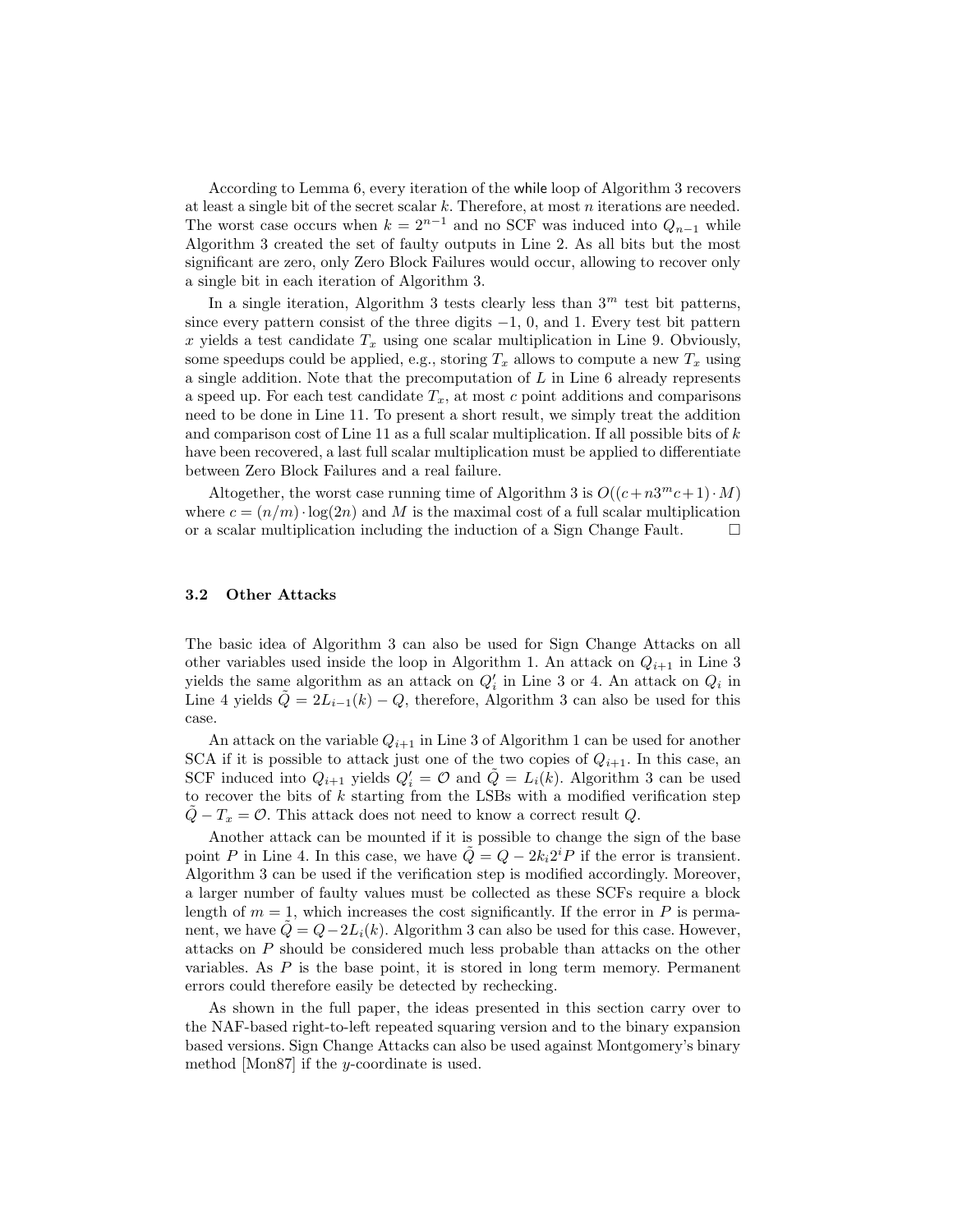According to Lemma 6, every iteration of the while loop of Algorithm 3 recovers at least a single bit of the secret scalar $k$. Therefore, at most $n$ iterations are needed. The worst case occurs when $k = 2^{n-1}$ and no SCF was induced into $Q_{n-1}$ while Algorithm 3 created the set of faulty outputs in Line 2. As all bits but the most significant are zero, only Zero Block Failures would occur, allowing to recover only a single bit in each iteration of Algorithm 3.

In a single iteration, Algorithm 3 tests clearly less than $3^m$ test bit patterns, since every pattern consist of the three digits $-1$, $0$, and $1$. Every test bit pattern $x$ yields a test candidate $T_x$ using one scalar multiplication in Line 9. Obviously, some speedups could be applied, e.g., storing $T_x$ allows to compute a new $T_x$ using a single addition. Note that the precomputation of $L$ in Line 6 already represents a speed up. For each test candidate $T_x$, at most $c$ point additions and comparisons need to be done in Line 11. To present a short result, we simply treat the addition and comparison cost of Line 11 as a full scalar multiplication. If all possible bits of $k$ have been recovered, a last full scalar multiplication must be applied to differentiate between Zero Block Failures and a real failure.

Altogether, the worst case running time of Algorithm 3 is $O((c + n3^m c + 1) \cdot M)$ where $c = (n/m) \cdot \log(2n)$ and $M$ is the maximal cost of a full scalar multiplication or a scalar multiplication including the induction of a Sign Change Fault. □

### 3.2 Other Attacks

The basic idea of Algorithm 3 can also be used for Sign Change Attacks on all other variables used inside the loop in Algorithm 1. An attack on $Q_{i+1}$ in Line 3 yields the same algorithm as an attack on $Q'_i$ in Line 3 or 4. An attack on $Q_i$ in Line 4 yields $\tilde{Q} = 2L_{i-1}(k) - Q$, therefore, Algorithm 3 can also be used for this case.

An attack on the variable $Q_{i+1}$ in Line 3 of Algorithm 1 can be used for another SCA if it is possible to attack just one of the two copies of $Q_{i+1}$. In this case, an SCF induced into $Q_{i+1}$ yields $Q'_i = \mathcal{O}$ and $\tilde{Q} = L_i(k)$. Algorithm 3 can be used to recover the bits of $k$ starting from the LSBs with a modified verification step $\tilde{Q} - T_x = \mathcal{O}$. This attack does not need to know a correct result $Q$.

Another attack can be mounted if it is possible to change the sign of the base point $P$ in Line 4. In this case, we have $\tilde{Q} = Q - 2k_i 2^i P$ if the error is transient. Algorithm 3 can be used if the verification step is modified accordingly. Moreover, a larger number of faulty values must be collected as these SCFs require a block length of $m = 1$, which increases the cost significantly. If the error in $P$ is permanent, we have $\tilde{Q} = Q - 2L_i(k)$. Algorithm 3 can also be used for this case. However, attacks on $P$ should be considered much less probable than attacks on the other variables. As $P$ is the base point, it is stored in long term memory. Permanent errors could therefore easily be detected by rechecking.

As shown in the full paper, the ideas presented in this section carry over to the NAF-based right-to-left repeated squaring version and to the binary expansion based versions. Sign Change Attacks can also be used against Montgomery's binary method [Mon87] if the $y$-coordinate is used.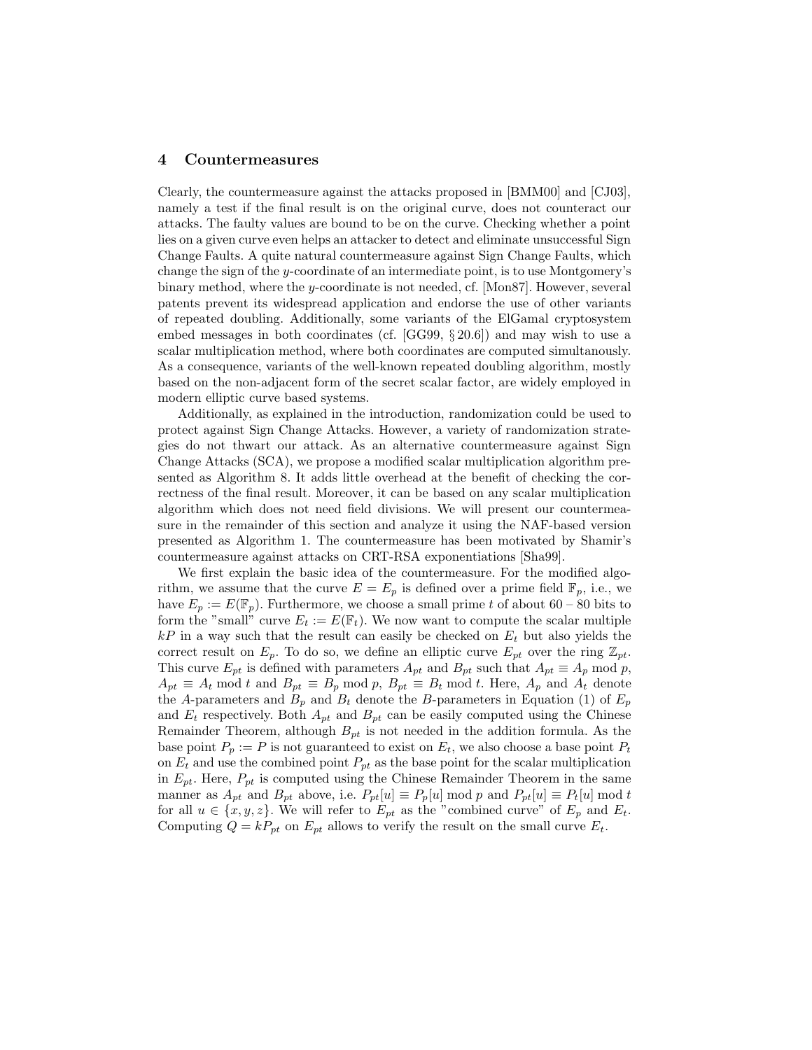## 4 Countermeasures

Clearly, the countermeasure against the attacks proposed in [BMM00] and [CJ03], namely a test if the final result is on the original curve, does not counteract our attacks. The faulty values are bound to be on the curve. Checking whether a point lies on a given curve even helps an attacker to detect and eliminate unsuccessful Sign Change Faults. A quite natural countermeasure against Sign Change Faults, which change the sign of the $y$-coordinate of an intermediate point, is to use Montgomery's binary method, where the $y$-coordinate is not needed, cf. [Mon87]. However, several patents prevent its widespread application and endorse the use of other variants of repeated doubling. Additionally, some variants of the ElGamal cryptosystem embed messages in both coordinates (cf. [GG99, § 20.6]) and may wish to use a scalar multiplication method, where both coordinates are computed simultanously. As a consequence, variants of the well-known repeated doubling algorithm, mostly based on the non-adjacent form of the secret scalar factor, are widely employed in modern elliptic curve based systems.

Additionally, as explained in the introduction, randomization could be used to protect against Sign Change Attacks. However, a variety of randomization strategies do not thwart our attack. As an alternative countermeasure against Sign Change Attacks (SCA), we propose a modified scalar multiplication algorithm presented as Algorithm 8. It adds little overhead at the benefit of checking the correctness of the final result. Moreover, it can be based on any scalar multiplication algorithm which does not need field divisions. We will present our countermeasure in the remainder of this section and analyze it using the NAF-based version presented as Algorithm 1. The countermeasure has been motivated by Shamir's countermeasure against attacks on CRT-RSA exponentiations [Sha99].

We first explain the basic idea of the countermeasure. For the modified algorithm, we assume that the curve $E = E_p$ is defined over a prime field $\mathbb{F}_p$, i.e., we have $E_p := E(\mathbb{F}_p)$. Furthermore, we choose a small prime $t$ of about 60 – 80 bits to form the "small" curve $E_t := E(\mathbb{F}_t)$. We now want to compute the scalar multiple $kP$ in a way such that the result can easily be checked on $E_t$ but also yields the correct result on $E_p$. To do so, we define an elliptic curve $E_{pt}$ over the ring $\mathbb{Z}_{pt}$. This curve $E_{pt}$ is defined with parameters $A_{pt}$ and $B_{pt}$ such that $A_{pt} \equiv A_p \bmod p$, $A_{pt} \equiv A_t \bmod t$ and $B_{pt} \equiv B_p \bmod p$, $B_{pt} \equiv B_t \bmod t$. Here, $A_p$ and $A_t$ denote the $A$-parameters and $B_p$ and $B_t$ denote the $B$-parameters in Equation (1) of $E_p$ and $E_t$ respectively. Both $A_{pt}$ and $B_{pt}$ can be easily computed using the Chinese Remainder Theorem, although $B_{pt}$ is not needed in the addition formula. As the base point $P_p := P$ is not guaranteed to exist on $E_t$, we also choose a base point $P_t$ on $E_t$ and use the combined point $P_{pt}$ as the base point for the scalar multiplication in $E_{pt}$. Here, $P_{pt}$ is computed using the Chinese Remainder Theorem in the same manner as $A_{pt}$ and $B_{pt}$ above, i.e. $P_{pt}[u] \equiv P_p[u] \bmod p$ and $P_{pt}[u] \equiv P_t[u] \bmod t$ for all $u \in \{x, y, z\}$. We will refer to $E_{pt}$ as the "combined curve" of $E_p$ and $E_t$. Computing $Q = kP_{pt}$ on $E_{pt}$ allows to verify the result on the small curve $E_t$.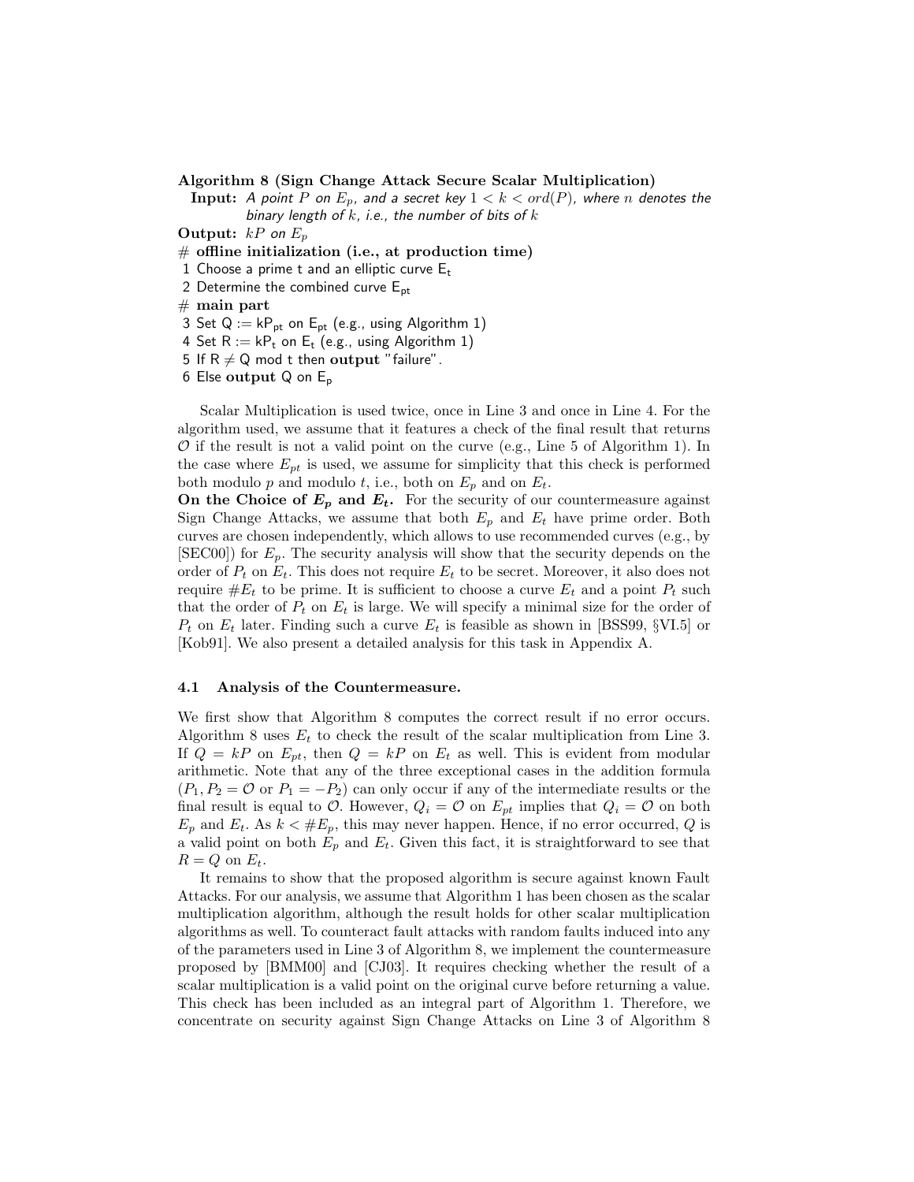**Algorithm 8 (Sign Change Attack Secure Scalar Multiplication)**

**Input:** *A point $P$ on $E_p$, and a secret key $1 < k < ord(P)$, where $n$ denotes the binary length of $k$, i.e., the number of bits of $k$*

**Output:** $kP$ on $E_p$

\# **offline initialization (i.e., at production time)**

1 Choose a prime t and an elliptic curve $E_t$

2 Determine the combined curve $E_{pt}$

\# **main part**

3 Set Q := $kP_{pt}$ on $E_{pt}$ (e.g., using Algorithm 1)

4 Set R := $kP_t$ on $E_t$ (e.g., using Algorithm 1)

5 If R $\neq$ Q mod t then **output** "failure".

6 Else **output** Q on $E_p$

Scalar Multiplication is used twice, once in Line 3 and once in Line 4. For the algorithm used, we assume that it features a check of the final result that returns $\mathcal{O}$ if the result is not a valid point on the curve (e.g., Line 5 of Algorithm 1). In the case where $E_{pt}$ is used, we assume for simplicity that this check is performed both modulo $p$ and modulo $t$, i.e., both on $E_p$ and on $E_t$.

**On the Choice of $E_p$ and $E_t$.** For the security of our countermeasure against Sign Change Attacks, we assume that both $E_p$ and $E_t$ have prime order. Both curves are chosen independently, which allows to use recommended curves (e.g., by [SEC00]) for $E_p$. The security analysis will show that the security depends on the order of $P_t$ on $E_t$. This does not require $E_t$ to be secret. Moreover, it also does not require $\#E_t$ to be prime. It is sufficient to choose a curve $E_t$ and a point $P_t$ such that the order of $P_t$ on $E_t$ is large. We will specify a minimal size for the order of $P_t$ on $E_t$ later. Finding such a curve $E_t$ is feasible as shown in [BSS99, §VI.5] or [Kob91]. We also present a detailed analysis for this task in Appendix A.

### 4.1 Analysis of the Countermeasure.

We first show that Algorithm 8 computes the correct result if no error occurs. Algorithm 8 uses $E_t$ to check the result of the scalar multiplication from Line 3. If $Q = kP$ on $E_{pt}$, then $Q = kP$ on $E_t$ as well. This is evident from modular arithmetic. Note that any of the three exceptional cases in the addition formula ($P_1, P_2 = \mathcal{O}$ or $P_1 = -P_2$) can only occur if any of the intermediate results or the final result is equal to $\mathcal{O}$. However, $Q_i = \mathcal{O}$ on $E_{pt}$ implies that $Q_i = \mathcal{O}$ on both $E_p$ and $E_t$. As $k < \#E_p$, this may never happen. Hence, if no error occurred, $Q$ is a valid point on both $E_p$ and $E_t$. Given this fact, it is straightforward to see that $R = Q$ on $E_t$.

It remains to show that the proposed algorithm is secure against known Fault Attacks. For our analysis, we assume that Algorithm 1 has been chosen as the scalar multiplication algorithm, although the result holds for other scalar multiplication algorithms as well. To counteract fault attacks with random faults induced into any of the parameters used in Line 3 of Algorithm 8, we implement the countermeasure proposed by [BMM00] and [CJ03]. It requires checking whether the result of a scalar multiplication is a valid point on the original curve before returning a value. This check has been included as an integral part of Algorithm 1. Therefore, we concentrate on security against Sign Change Attacks on Line 3 of Algorithm 8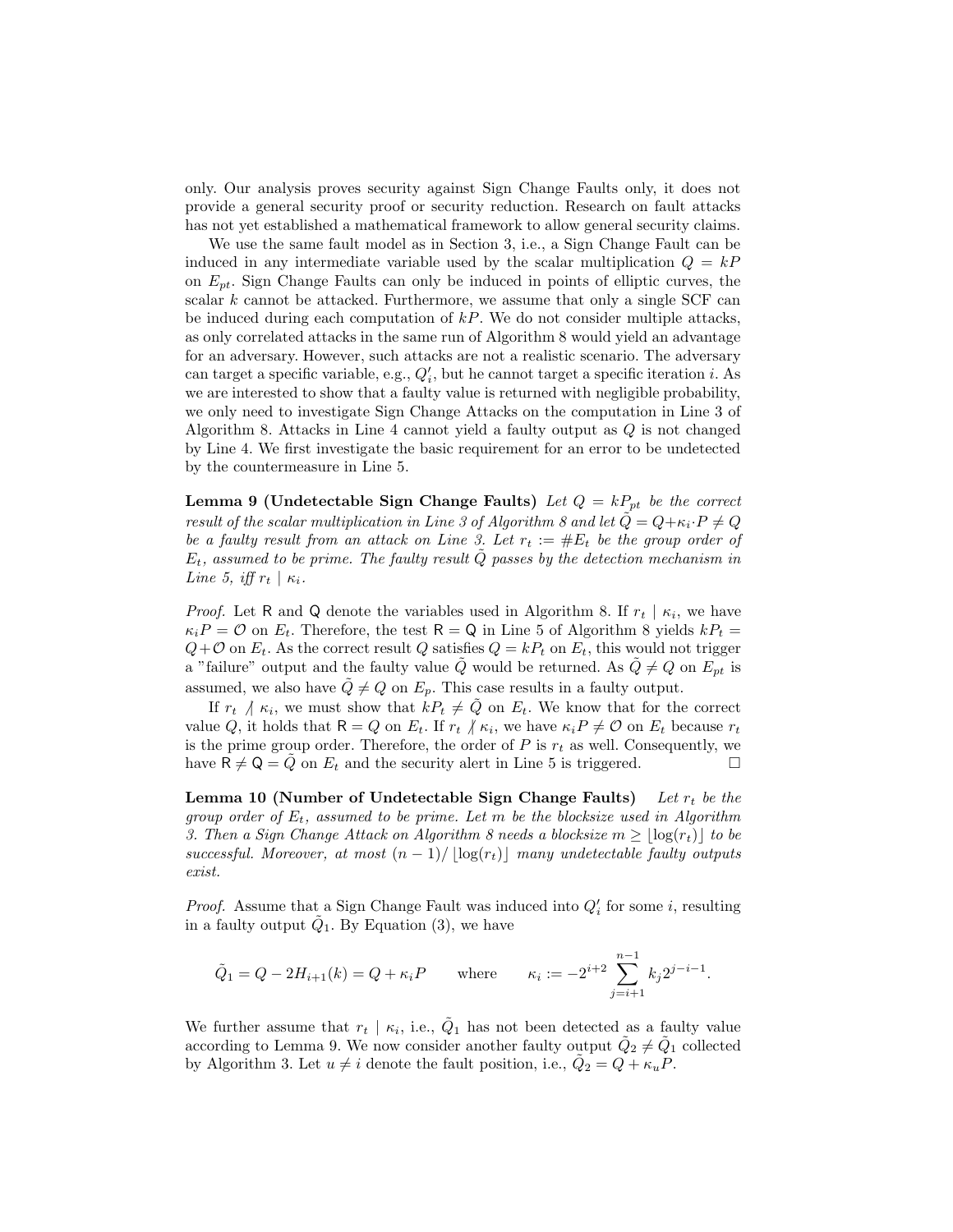only. Our analysis proves security against Sign Change Faults only, it does not provide a general security proof or security reduction. Research on fault attacks has not yet established a mathematical framework to allow general security claims.

We use the same fault model as in Section 3, i.e., a Sign Change Fault can be induced in any intermediate variable used by the scalar multiplication $Q = kP$ on $E_{pt}$. Sign Change Faults can only be induced in points of elliptic curves, the scalar $k$ cannot be attacked. Furthermore, we assume that only a single SCF can be induced during each computation of $kP$. We do not consider multiple attacks, as only correlated attacks in the same run of Algorithm 8 would yield an advantage for an adversary. However, such attacks are not a realistic scenario. The adversary can target a specific variable, e.g., $Q'_i$, but he cannot target a specific iteration $i$. As we are interested to show that a faulty value is returned with negligible probability, we only need to investigate Sign Change Attacks on the computation in Line 3 of Algorithm 8. Attacks in Line 4 cannot yield a faulty output as $Q$ is not changed by Line 4. We first investigate the basic requirement for an error to be undetected by the countermeasure in Line 5.

**Lemma 9 (Undetectable Sign Change Faults)** *Let $Q = kP_{pt}$ be the correct result of the scalar multiplication in Line 3 of Algorithm 8 and let $\tilde{Q} = Q + \kappa_i \cdot P \neq Q$ be a faulty result from an attack on Line 3. Let $r_t := \#E_t$ be the group order of $E_t$, assumed to be prime. The faulty result $\tilde{Q}$ passes by the detection mechanism in Line 5, iff $r_t \mid \kappa_i$.*

*Proof.* Let $\mathsf{R}$ and $\mathsf{Q}$ denote the variables used in Algorithm 8. If $r_t \mid \kappa_i$, we have $\kappa_i P = \mathcal{O}$ on $E_t$. Therefore, the test $\mathsf{R} = \mathsf{Q}$ in Line 5 of Algorithm 8 yields $kP_t = Q + \mathcal{O}$ on $E_t$. As the correct result $Q$ satisfies $Q = kP_t$ on $E_t$, this would not trigger a "failure" output and the faulty value $\tilde{Q}$ would be returned. As $\tilde{Q} \neq Q$ on $E_{pt}$ is assumed, we also have $\tilde{Q} \neq Q$ on $E_p$. This case results in a faulty output.

If $r_t \nmid \kappa_i$, we must show that $kP_t \neq \tilde{Q}$ on $E_t$. We know that for the correct value $Q$, it holds that $\mathsf{R} = Q$ on $E_t$. If $r_t \nmid \kappa_i$, we have $\kappa_i P \neq \mathcal{O}$ on $E_t$ because $r_t$ is the prime group order. Therefore, the order of $P$ is $r_t$ as well. Consequently, we have $\mathsf{R} \neq \mathsf{Q} = \tilde{Q}$ on $E_t$ and the security alert in Line 5 is triggered. □

**Lemma 10 (Number of Undetectable Sign Change Faults)** *Let $r_t$ be the group order of $E_t$, assumed to be prime. Let $m$ be the blocksize used in Algorithm 3. Then a Sign Change Attack on Algorithm 8 needs a blocksize $m \geq \lfloor \log(r_t) \rfloor$ to be successful. Moreover, at most $(n-1)/\lfloor \log(r_t) \rfloor$ many undetectable faulty outputs exist.*

*Proof.* Assume that a Sign Change Fault was induced into $Q'_i$ for some $i$, resulting in a faulty output $\tilde{Q}_1$. By Equation (3), we have

$$\tilde{Q}_1 = Q - 2H_{i+1}(k) = Q + \kappa_i P \qquad \text{where} \qquad \kappa_i := -2^{i+2} \sum_{j=i+1}^{n-1} k_j 2^{j-i-1}.$$

We further assume that $r_t \mid \kappa_i$, i.e., $\tilde{Q}_1$ has not been detected as a faulty value according to Lemma 9. We now consider another faulty output $\tilde{Q}_2 \neq \tilde{Q}_1$ collected by Algorithm 3. Let $u \neq i$ denote the fault position, i.e., $\tilde{Q}_2 = Q + \kappa_u P$.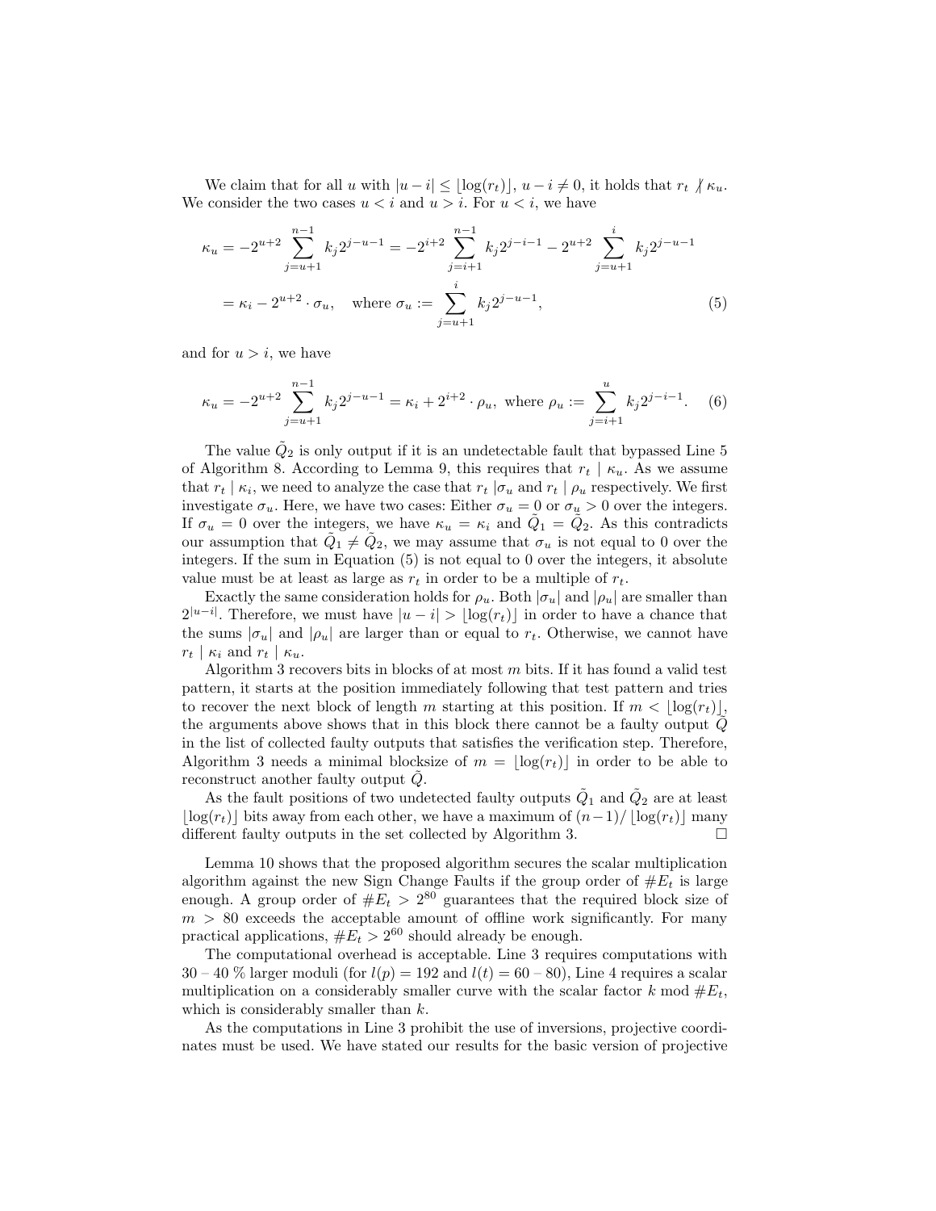We claim that for all $u$ with $|u - i| \le \lfloor \log(r_t) \rfloor$, $u - i \ne 0$, it holds that $r_t \nmid \kappa_u$. We consider the two cases $u < i$ and $u > i$. For $u < i$, we have

$$
\begin{aligned}
\kappa_u &= -2^{u+2} \sum_{j=u+1}^{n-1} k_j 2^{j-u-1} = -2^{i+2} \sum_{j=i+1}^{n-1} k_j 2^{j-i-1} - 2^{u+2} \sum_{j=u+1}^{i} k_j 2^{j-u-1} \\
&= \kappa_i - 2^{u+2} \cdot \sigma_u, \quad \text{where } \sigma_u := \sum_{j=u+1}^{i} k_j 2^{j-u-1}, \qquad (5)
\end{aligned}
$$

and for $u > i$, we have

$$
\kappa_u = -2^{u+2} \sum_{j=u+1}^{n-1} k_j 2^{j-u-1} = \kappa_i + 2^{i+2} \cdot \rho_u, \text{ where } \rho_u := \sum_{j=i+1}^{u} k_j 2^{j-i-1}. \qquad (6)
$$

The value $\tilde{Q}_2$ is only output if it is an undetectable fault that bypassed Line 5 of Algorithm 8. According to Lemma 9, this requires that $r_t \mid \kappa_u$. As we assume that $r_t \mid \kappa_i$, we need to analyze the case that $r_t \mid \sigma_u$ and $r_t \mid \rho_u$ respectively. We first investigate $\sigma_u$. Here, we have two cases: Either $\sigma_u = 0$ or $\sigma_u > 0$ over the integers. If $\sigma_u = 0$ over the integers, we have $\kappa_u = \kappa_i$ and $\tilde{Q}_1 = \tilde{Q}_2$. As this contradicts our assumption that $\tilde{Q}_1 \ne \tilde{Q}_2$, we may assume that $\sigma_u$ is not equal to 0 over the integers. If the sum in Equation (5) is not equal to 0 over the integers, it absolute value must be at least as large as $r_t$ in order to be a multiple of $r_t$.

Exactly the same consideration holds for $\rho_u$. Both $|\sigma_u|$ and $|\rho_u|$ are smaller than $2^{|u-i|}$. Therefore, we must have $|u - i| > \lfloor \log(r_t) \rfloor$ in order to have a chance that the sums $|\sigma_u|$ and $|\rho_u|$ are larger than or equal to $r_t$. Otherwise, we cannot have $r_t \mid \kappa_i$ and $r_t \mid \kappa_u$.

Algorithm 3 recovers bits in blocks of at most $m$ bits. If it has found a valid test pattern, it starts at the position immediately following that test pattern and tries to recover the next block of length $m$ starting at this position. If $m < \lfloor \log(r_t) \rfloor$, the arguments above shows that in this block there cannot be a faulty output $\tilde{Q}$ in the list of collected faulty outputs that satisfies the verification step. Therefore, Algorithm 3 needs a minimal blocksize of $m = \lfloor \log(r_t) \rfloor$ in order to be able to reconstruct another faulty output $\tilde{Q}$.

As the fault positions of two undetected faulty outputs $\tilde{Q}_1$ and $\tilde{Q}_2$ are at least $\lfloor \log(r_t) \rfloor$ bits away from each other, we have a maximum of $(n-1)/\lfloor \log(r_t) \rfloor$ many different faulty outputs in the set collected by Algorithm 3. □

Lemma 10 shows that the proposed algorithm secures the scalar multiplication algorithm against the new Sign Change Faults if the group order of $\#E_t$ is large enough. A group order of $\#E_t > 2^{80}$ guarantees that the required block size of $m > 80$ exceeds the acceptable amount of offline work significantly. For many practical applications, $\#E_t > 2^{60}$ should already be enough.

The computational overhead is acceptable. Line 3 requires computations with 30 – 40 % larger moduli (for $l(p) = 192$ and $l(t) = 60$ – $80$), Line 4 requires a scalar multiplication on a considerably smaller curve with the scalar factor $k \bmod \#E_t$, which is considerably smaller than $k$.

As the computations in Line 3 prohibit the use of inversions, projective coordinates must be used. We have stated our results for the basic version of projective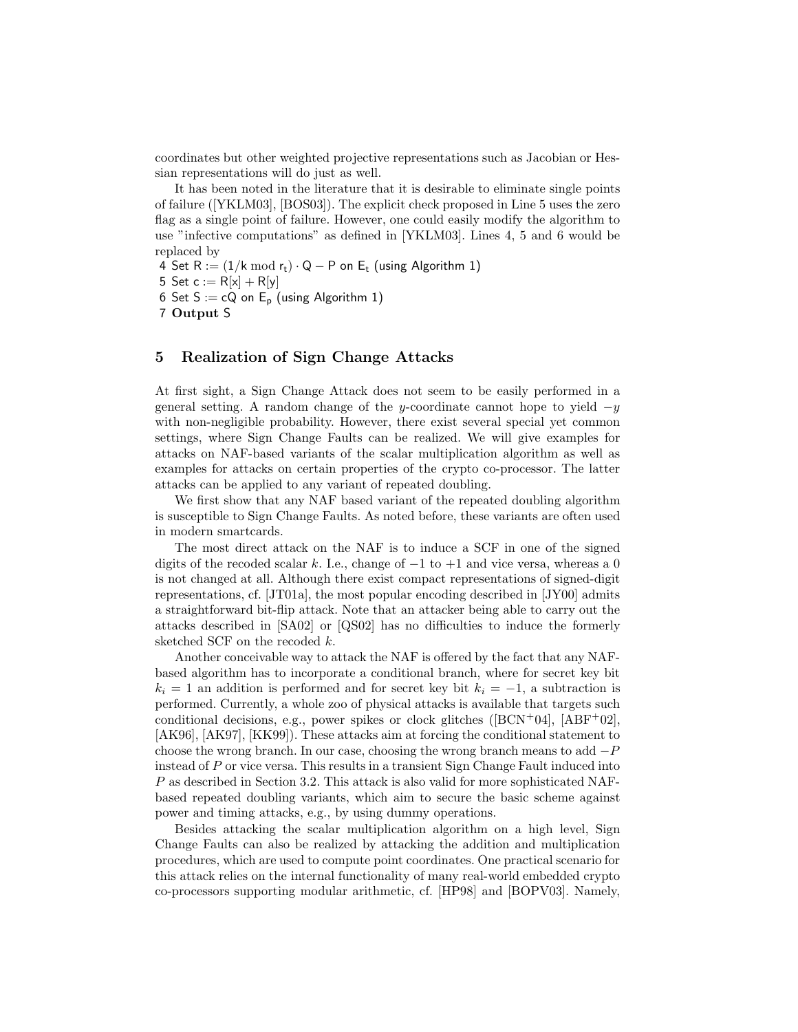coordinates but other weighted projective representations such as Jacobian or Hessian representations will do just as well.

It has been noted in the literature that it is desirable to eliminate single points of failure ([YKLM03], [BOS03]). The explicit check proposed in Line 5 uses the zero flag as a single point of failure. However, one could easily modify the algorithm to use "infective computations" as defined in [YKLM03]. Lines 4, 5 and 6 would be replaced by

4 Set $\mathsf{R} := (1/\mathsf{k} \bmod \mathsf{r_t}) \cdot \mathsf{Q} - \mathsf{P}$ on $\mathsf{E_t}$ (using Algorithm 1)
5 Set $\mathsf{c} := \mathsf{R}[\mathsf{x}] + \mathsf{R}[\mathsf{y}]$
6 Set $\mathsf{S} := \mathsf{cQ}$ on $\mathsf{E_p}$ (using Algorithm 1)
7 **Output** S

## 5 Realization of Sign Change Attacks

At first sight, a Sign Change Attack does not seem to be easily performed in a general setting. A random change of the $y$-coordinate cannot hope to yield $-y$ with non-negligible probability. However, there exist several special yet common settings, where Sign Change Faults can be realized. We will give examples for attacks on NAF-based variants of the scalar multiplication algorithm as well as examples for attacks on certain properties of the crypto co-processor. The latter attacks can be applied to any variant of repeated doubling.

We first show that any NAF based variant of the repeated doubling algorithm is susceptible to Sign Change Faults. As noted before, these variants are often used in modern smartcards.

The most direct attack on the NAF is to induce a SCF in one of the signed digits of the recoded scalar $k$. I.e., change of $-1$ to $+1$ and vice versa, whereas a 0 is not changed at all. Although there exist compact representations of signed-digit representations, cf. [JT01a], the most popular encoding described in [JY00] admits a straightforward bit-flip attack. Note that an attacker being able to carry out the attacks described in [SA02] or [QS02] has no difficulties to induce the formerly sketched SCF on the recoded $k$.

Another conceivable way to attack the NAF is offered by the fact that any NAF-based algorithm has to incorporate a conditional branch, where for secret key bit $k_i = 1$ an addition is performed and for secret key bit $k_i = -1$, a subtraction is performed. Currently, a whole zoo of physical attacks is available that targets such conditional decisions, e.g., power spikes or clock glitches ([BCN+04], [ABF+02], [AK96], [AK97], [KK99]). These attacks aim at forcing the conditional statement to choose the wrong branch. In our case, choosing the wrong branch means to add $-P$ instead of $P$ or vice versa. This results in a transient Sign Change Fault induced into $P$ as described in Section 3.2. This attack is also valid for more sophisticated NAF-based repeated doubling variants, which aim to secure the basic scheme against power and timing attacks, e.g., by using dummy operations.

Besides attacking the scalar multiplication algorithm on a high level, Sign Change Faults can also be realized by attacking the addition and multiplication procedures, which are used to compute point coordinates. One practical scenario for this attack relies on the internal functionality of many real-world embedded crypto co-processors supporting modular arithmetic, cf. [HP98] and [BOPV03]. Namely,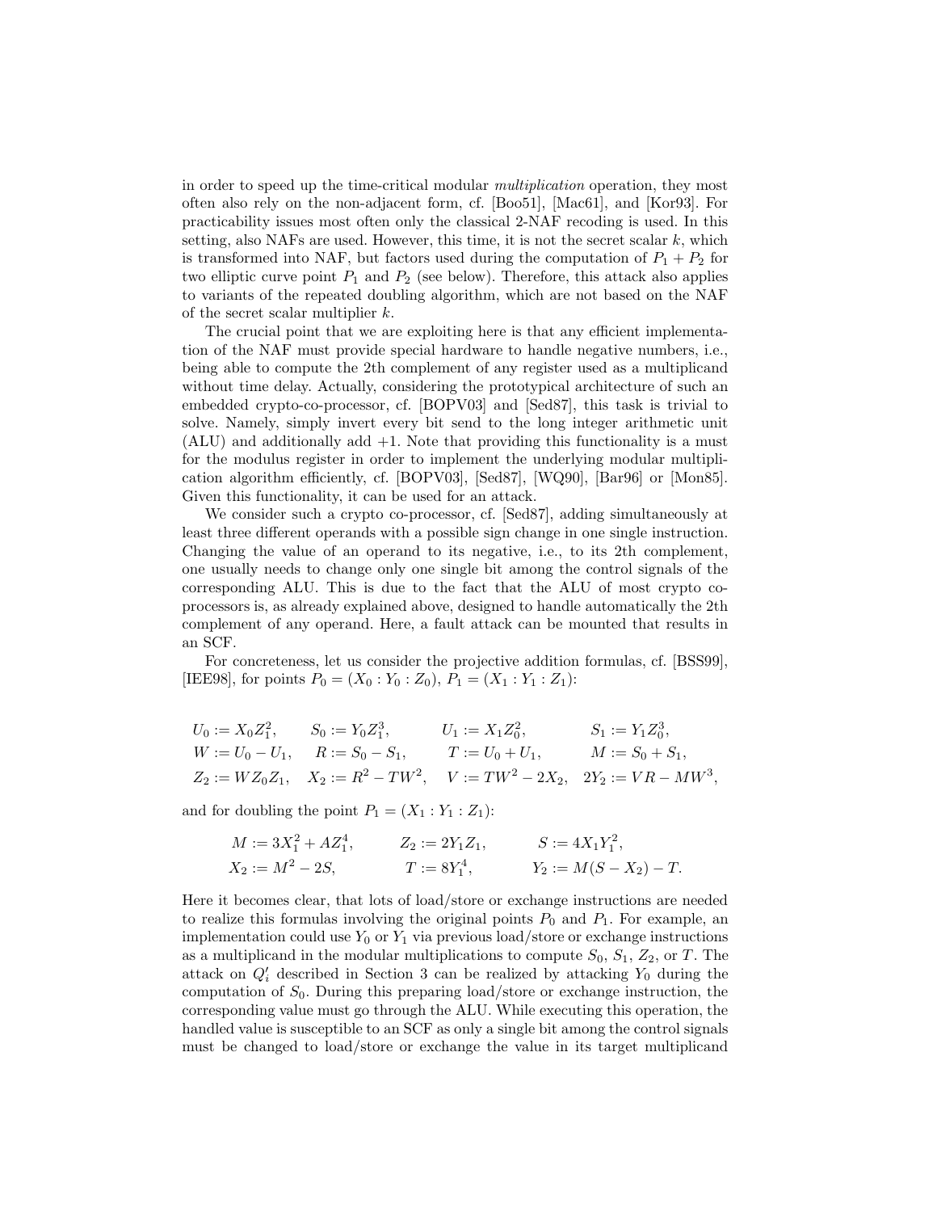in order to speed up the time-critical modular *multiplication* operation, they most often also rely on the non-adjacent form, cf. [Boo51], [Mac61], and [Kor93]. For practicability issues most often only the classical 2-NAF recoding is used. In this setting, also NAFs are used. However, this time, it is not the secret scalar $k$, which is transformed into NAF, but factors used during the computation of $P_1 + P_2$ for two elliptic curve point $P_1$ and $P_2$ (see below). Therefore, this attack also applies to variants of the repeated doubling algorithm, which are not based on the NAF of the secret scalar multiplier $k$.

The crucial point that we are exploiting here is that any efficient implementation of the NAF must provide special hardware to handle negative numbers, i.e., being able to compute the 2th complement of any register used as a multiplicand without time delay. Actually, considering the prototypical architecture of such an embedded crypto-co-processor, cf. [BOPV03] and [Sed87], this task is trivial to solve. Namely, simply invert every bit send to the long integer arithmetic unit (ALU) and additionally add +1. Note that providing this functionality is a must for the modulus register in order to implement the underlying modular multiplication algorithm efficiently, cf. [BOPV03], [Sed87], [WQ90], [Bar96] or [Mon85]. Given this functionality, it can be used for an attack.

We consider such a crypto co-processor, cf. [Sed87], adding simultaneously at least three different operands with a possible sign change in one single instruction. Changing the value of an operand to its negative, i.e., to its 2th complement, one usually needs to change only one single bit among the control signals of the corresponding ALU. This is due to the fact that the ALU of most crypto co-processors is, as already explained above, designed to handle automatically the 2th complement of any operand. Here, a fault attack can be mounted that results in an SCF.

For concreteness, let us consider the projective addition formulas, cf. [BSS99], [IEE98], for points $P_0 = (X_0 : Y_0 : Z_0)$, $P_1 = (X_1 : Y_1 : Z_1)$:

$$
\begin{array}{llll}
U_0 := X_0 Z_1^2, & S_0 := Y_0 Z_1^3, & U_1 := X_1 Z_0^2, & S_1 := Y_1 Z_0^3, \\
W := U_0 - U_1, & R := S_0 - S_1, & T := U_0 + U_1, & M := S_0 + S_1, \\
Z_2 := W Z_0 Z_1, & X_2 := R^2 - T W^2, & V := T W^2 - 2X_2, & 2Y_2 := V R - M W^3,
\end{array}
$$

and for doubling the point $P_1 = (X_1 : Y_1 : Z_1)$:

$$
\begin{array}{lll}
M := 3X_1^2 + A Z_1^4, & Z_2 := 2Y_1 Z_1, & S := 4X_1 Y_1^2, \\
X_2 := M^2 - 2S, & T := 8Y_1^4, & Y_2 := M(S - X_2) - T.
\end{array}
$$

Here it becomes clear, that lots of load/store or exchange instructions are needed to realize this formulas involving the original points $P_0$ and $P_1$. For example, an implementation could use $Y_0$ or $Y_1$ via previous load/store or exchange instructions as a multiplicand in the modular multiplications to compute $S_0$, $S_1$, $Z_2$, or $T$. The attack on $Q_i'$ described in Section 3 can be realized by attacking $Y_0$ during the computation of $S_0$. During this preparing load/store or exchange instruction, the corresponding value must go through the ALU. While executing this operation, the handled value is susceptible to an SCF as only a single bit among the control signals must be changed to load/store or exchange the value in its target multiplicand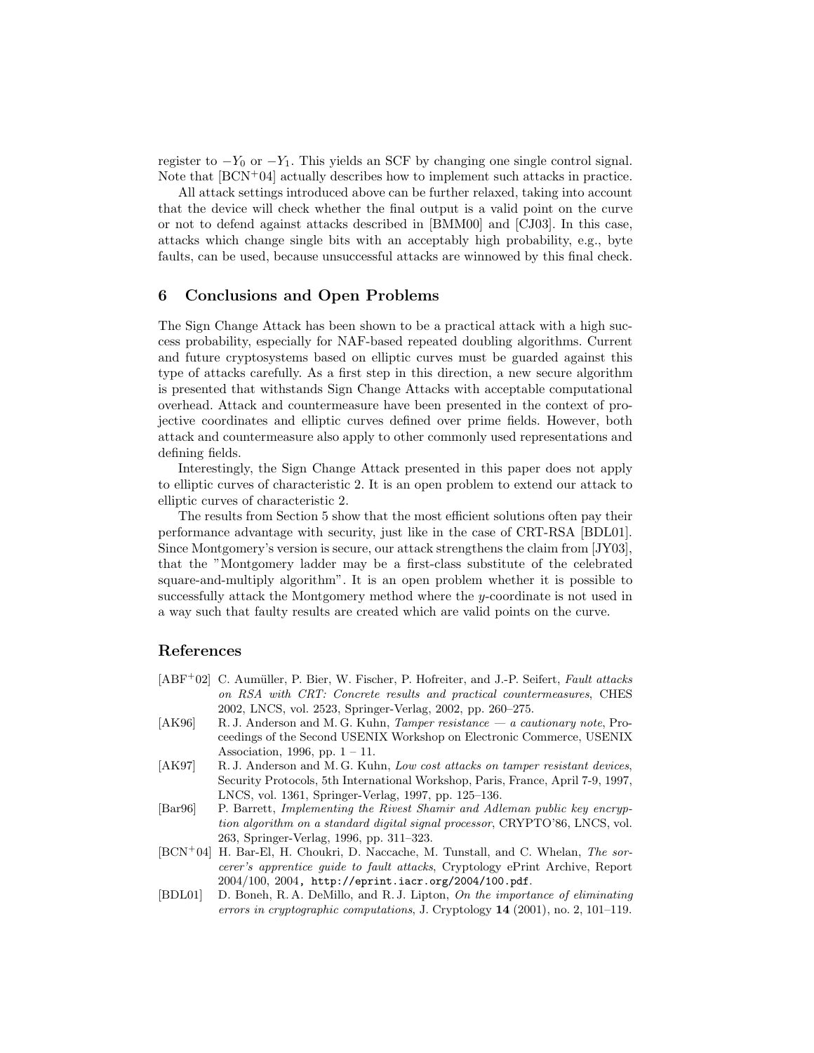register to $-Y_0$ or $-Y_1$. This yields an SCF by changing one single control signal. Note that [BCN+04] actually describes how to implement such attacks in practice.

All attack settings introduced above can be further relaxed, taking into account that the device will check whether the final output is a valid point on the curve or not to defend against attacks described in [BMM00] and [CJ03]. In this case, attacks which change single bits with an acceptably high probability, e.g., byte faults, can be used, because unsuccessful attacks are winnowed by this final check.

## 6 Conclusions and Open Problems

The Sign Change Attack has been shown to be a practical attack with a high success probability, especially for NAF-based repeated doubling algorithms. Current and future cryptosystems based on elliptic curves must be guarded against this type of attacks carefully. As a first step in this direction, a new secure algorithm is presented that withstands Sign Change Attacks with acceptable computational overhead. Attack and countermeasure have been presented in the context of projective coordinates and elliptic curves defined over prime fields. However, both attack and countermeasure also apply to other commonly used representations and defining fields.

Interestingly, the Sign Change Attack presented in this paper does not apply to elliptic curves of characteristic 2. It is an open problem to extend our attack to elliptic curves of characteristic 2.

The results from Section 5 show that the most efficient solutions often pay their performance advantage with security, just like in the case of CRT-RSA [BDL01]. Since Montgomery's version is secure, our attack strengthens the claim from [JY03], that the "Montgomery ladder may be a first-class substitute of the celebrated square-and-multiply algorithm". It is an open problem whether it is possible to successfully attack the Montgomery method where the $y$-coordinate is not used in a way such that faulty results are created which are valid points on the curve.

## References

- [ABF+02] C. Aumüller, P. Bier, W. Fischer, P. Hofreiter, and J.-P. Seifert, *Fault attacks on RSA with CRT: Concrete results and practical countermeasures*, CHES 2002, LNCS, vol. 2523, Springer-Verlag, 2002, pp. 260–275.
- [AK96] R. J. Anderson and M. G. Kuhn, *Tamper resistance — a cautionary note*, Proceedings of the Second USENIX Workshop on Electronic Commerce, USENIX Association, 1996, pp. 1 – 11.
- [AK97] R. J. Anderson and M. G. Kuhn, *Low cost attacks on tamper resistant devices*, Security Protocols, 5th International Workshop, Paris, France, April 7-9, 1997, LNCS, vol. 1361, Springer-Verlag, 1997, pp. 125–136.
- [Bar96] P. Barrett, *Implementing the Rivest Shamir and Adleman public key encryption algorithm on a standard digital signal processor*, CRYPTO'86, LNCS, vol. 263, Springer-Verlag, 1996, pp. 311–323.
- [BCN+04] H. Bar-El, H. Choukri, D. Naccache, M. Tunstall, and C. Whelan, *The sorcerer's apprentice guide to fault attacks*, Cryptology ePrint Archive, Report 2004/100, 2004, http://eprint.iacr.org/2004/100.pdf.
- [BDL01] D. Boneh, R. A. DeMillo, and R. J. Lipton, *On the importance of eliminating errors in cryptographic computations*, J. Cryptology **14** (2001), no. 2, 101–119.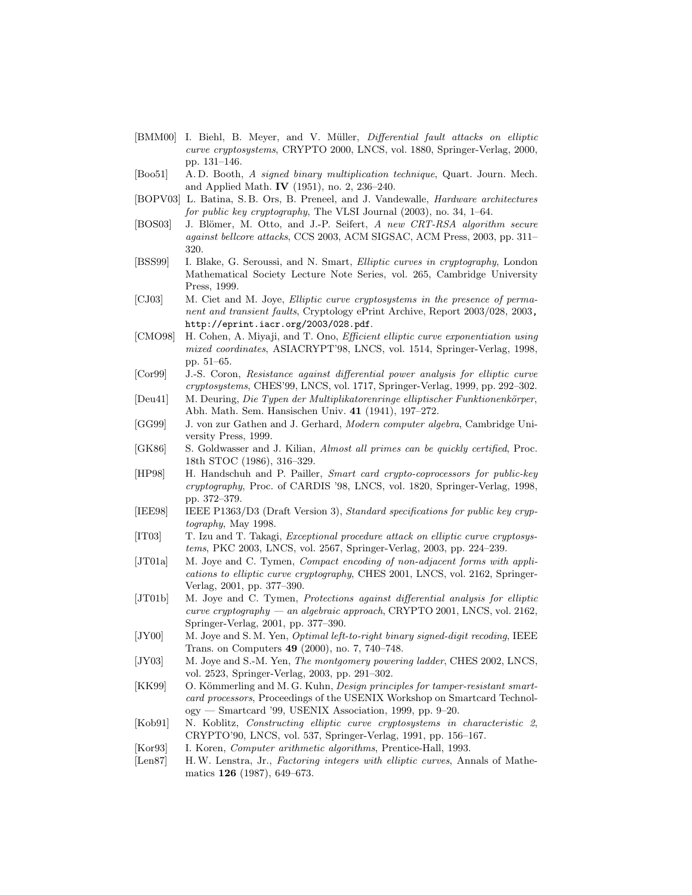[BMM00] I. Biehl, B. Meyer, and V. Müller, *Differential fault attacks on elliptic curve cryptosystems*, CRYPTO 2000, LNCS, vol. 1880, Springer-Verlag, 2000, pp. 131–146.

[Boo51] A. D. Booth, *A signed binary multiplication technique*, Quart. Journ. Mech. and Applied Math. **IV** (1951), no. 2, 236–240.

[BOPV03] L. Batina, S. B. Ors, B. Preneel, and J. Vandewalle, *Hardware architectures for public key cryptography*, The VLSI Journal (2003), no. 34, 1–64.

[BOS03] J. Blömer, M. Otto, and J.-P. Seifert, *A new CRT-RSA algorithm secure against bellcore attacks*, CCS 2003, ACM SIGSAC, ACM Press, 2003, pp. 311–320.

[BSS99] I. Blake, G. Seroussi, and N. Smart, *Elliptic curves in cryptography*, London Mathematical Society Lecture Note Series, vol. 265, Cambridge University Press, 1999.

[CJ03] M. Ciet and M. Joye, *Elliptic curve cryptosystems in the presence of permanent and transient faults*, Cryptology ePrint Archive, Report 2003/028, 2003, `http://eprint.iacr.org/2003/028.pdf`.

[CMO98] H. Cohen, A. Miyaji, and T. Ono, *Efficient elliptic curve exponentiation using mixed coordinates*, ASIACRYPT'98, LNCS, vol. 1514, Springer-Verlag, 1998, pp. 51–65.

[Cor99] J.-S. Coron, *Resistance against differential power analysis for elliptic curve cryptosystems*, CHES'99, LNCS, vol. 1717, Springer-Verlag, 1999, pp. 292–302.

[Deu41] M. Deuring, *Die Typen der Multiplikatorenringe elliptischer Funktionenkörper*, Abh. Math. Sem. Hansischen Univ. **41** (1941), 197–272.

[GG99] J. von zur Gathen and J. Gerhard, *Modern computer algebra*, Cambridge University Press, 1999.

[GK86] S. Goldwasser and J. Kilian, *Almost all primes can be quickly certified*, Proc. 18th STOC (1986), 316–329.

[HP98] H. Handschuh and P. Paillier, *Smart card crypto-coprocessors for public-key cryptography*, Proc. of CARDIS '98, LNCS, vol. 1820, Springer-Verlag, 1998, pp. 372–379.

[IEE98] IEEE P1363/D3 (Draft Version 3), *Standard specifications for public key cryptography*, May 1998.

[IT03] T. Izu and T. Takagi, *Exceptional procedure attack on elliptic curve cryptosystems*, PKC 2003, LNCS, vol. 2567, Springer-Verlag, 2003, pp. 224–239.

[JT01a] M. Joye and C. Tymen, *Compact encoding of non-adjacent forms with applications to elliptic curve cryptography*, CHES 2001, LNCS, vol. 2162, Springer-Verlag, 2001, pp. 377–390.

[JT01b] M. Joye and C. Tymen, *Protections against differential analysis for elliptic curve cryptography — an algebraic approach*, CRYPTO 2001, LNCS, vol. 2162, Springer-Verlag, 2001, pp. 377–390.

[JY00] M. Joye and S. M. Yen, *Optimal left-to-right binary signed-digit recoding*, IEEE Trans. on Computers **49** (2000), no. 7, 740–748.

[JY03] M. Joye and S.-M. Yen, *The montgomery powering ladder*, CHES 2002, LNCS, vol. 2523, Springer-Verlag, 2003, pp. 291–302.

[KK99] O. Kömmerling and M. G. Kuhn, *Design principles for tamper-resistant smartcard processors*, Proceedings of the USENIX Workshop on Smartcard Technology — Smartcard '99, USENIX Association, 1999, pp. 9–20.

[Kob91] N. Koblitz, *Constructing elliptic curve cryptosystems in characteristic 2*, CRYPTO'90, LNCS, vol. 537, Springer-Verlag, 1991, pp. 156–167.

[Kor93] I. Koren, *Computer arithmetic algorithms*, Prentice-Hall, 1993.

[Len87] H. W. Lenstra, Jr., *Factoring integers with elliptic curves*, Annals of Mathematics **126** (1987), 649–673.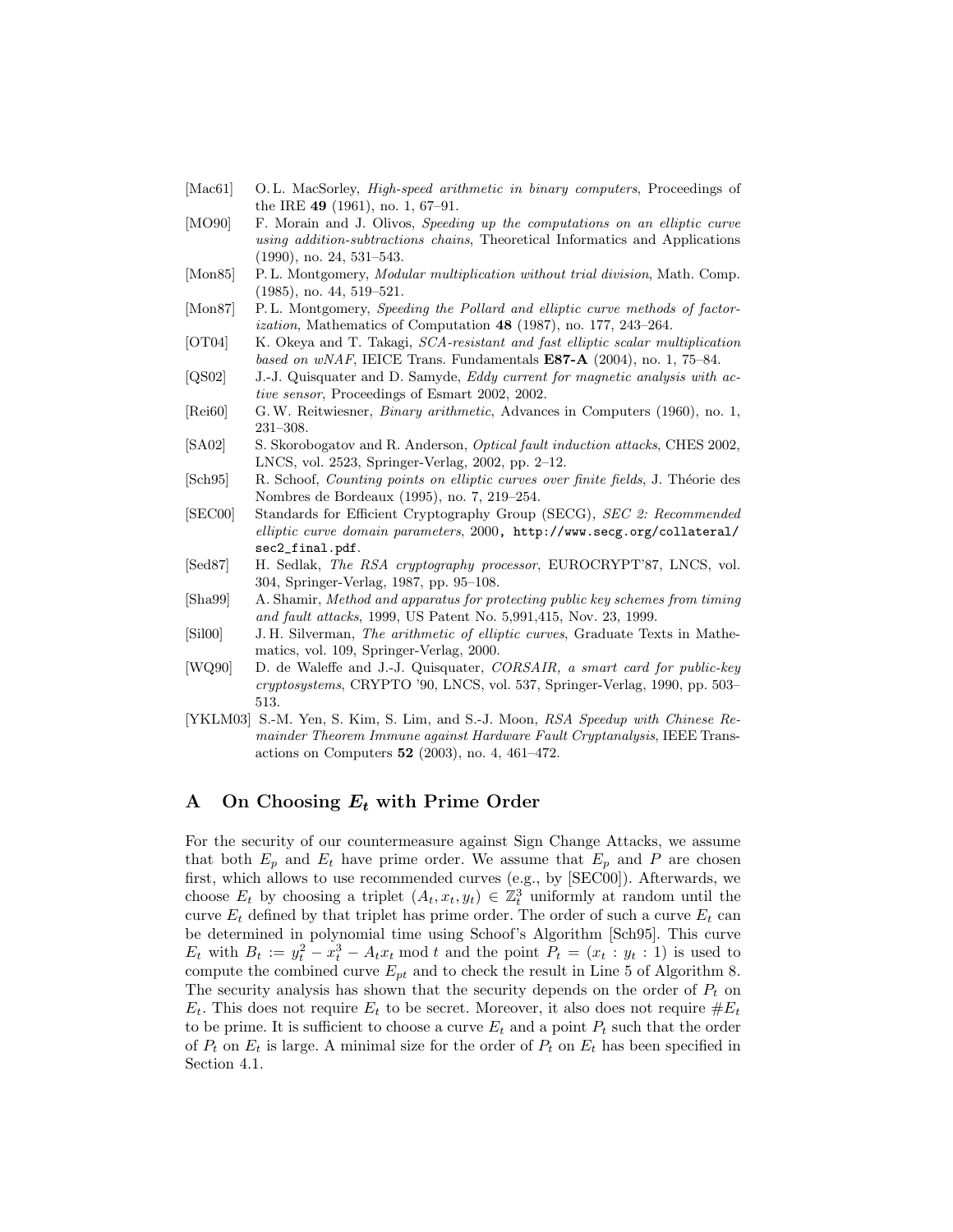[Mac61] O. L. MacSorley, *High-speed arithmetic in binary computers*, Proceedings of the IRE **49** (1961), no. 1, 67–91.

[MO90] F. Morain and J. Olivos, *Speeding up the computations on an elliptic curve using addition-subtractions chains*, Theoretical Informatics and Applications (1990), no. 24, 531–543.

[Mon85] P. L. Montgomery, *Modular multiplication without trial division*, Math. Comp. (1985), no. 44, 519–521.

[Mon87] P. L. Montgomery, *Speeding the Pollard and elliptic curve methods of factorization*, Mathematics of Computation **48** (1987), no. 177, 243–264.

[OT04] K. Okeya and T. Takagi, *SCA-resistant and fast elliptic scalar multiplication based on wNAF*, IEICE Trans. Fundamentals **E87-A** (2004), no. 1, 75–84.

[QS02] J.-J. Quisquater and D. Samyde, *Eddy current for magnetic analysis with active sensor*, Proceedings of Esmart 2002, 2002.

[Rei60] G. W. Reitwiesner, *Binary arithmetic*, Advances in Computers (1960), no. 1, 231–308.

[SA02] S. Skorobogatov and R. Anderson, *Optical fault induction attacks*, CHES 2002, LNCS, vol. 2523, Springer-Verlag, 2002, pp. 2–12.

[Sch95] R. Schoof, *Counting points on elliptic curves over finite fields*, J. Théorie des Nombres de Bordeaux (1995), no. 7, 219–254.

[SEC00] Standards for Efficient Cryptography Group (SECG), *SEC 2: Recommended elliptic curve domain parameters*, 2000, http://www.secg.org/collateral/sec2_final.pdf.

[Sed87] H. Sedlak, *The RSA cryptography processor*, EUROCRYPT'87, LNCS, vol. 304, Springer-Verlag, 1987, pp. 95–108.

[Sha99] A. Shamir, *Method and apparatus for protecting public key schemes from timing and fault attacks*, 1999, US Patent No. 5,991,415, Nov. 23, 1999.

[Sil00] J. H. Silverman, *The arithmetic of elliptic curves*, Graduate Texts in Mathematics, vol. 109, Springer-Verlag, 2000.

[WQ90] D. de Waleffe and J.-J. Quisquater, *CORSAIR, a smart card for public-key cryptosystems*, CRYPTO '90, LNCS, vol. 537, Springer-Verlag, 1990, pp. 503–513.

[YKLM03] S.-M. Yen, S. Kim, S. Lim, and S.-J. Moon, *RSA Speedup with Chinese Remainder Theorem Immune against Hardware Fault Cryptanalysis*, IEEE Transactions on Computers **52** (2003), no. 4, 461–472.

# A On Choosing $E_t$ with Prime Order

For the security of our countermeasure against Sign Change Attacks, we assume that both $E_p$ and $E_t$ have prime order. We assume that $E_p$ and $P$ are chosen first, which allows to use recommended curves (e.g., by [SEC00]). Afterwards, we choose $E_t$ by choosing a triplet $(A_t, x_t, y_t) \in \mathbb{Z}_t^3$ uniformly at random until the curve $E_t$ defined by that triplet has prime order. The order of such a curve $E_t$ can be determined in polynomial time using Schoof's Algorithm [Sch95]. This curve $E_t$ with $B_t := y_t^2 - x_t^3 - A_t x_t \bmod t$ and the point $P_t = (x_t : y_t : 1)$ is used to compute the combined curve $E_{pt}$ and to check the result in Line 5 of Algorithm 8. The security analysis has shown that the security depends on the order of $P_t$ on $E_t$. This does not require $E_t$ to be secret. Moreover, it also does not require $\#E_t$ to be prime. It is sufficient to choose a curve $E_t$ and a point $P_t$ such that the order of $P_t$ on $E_t$ is large. A minimal size for the order of $P_t$ on $E_t$ has been specified in Section 4.1.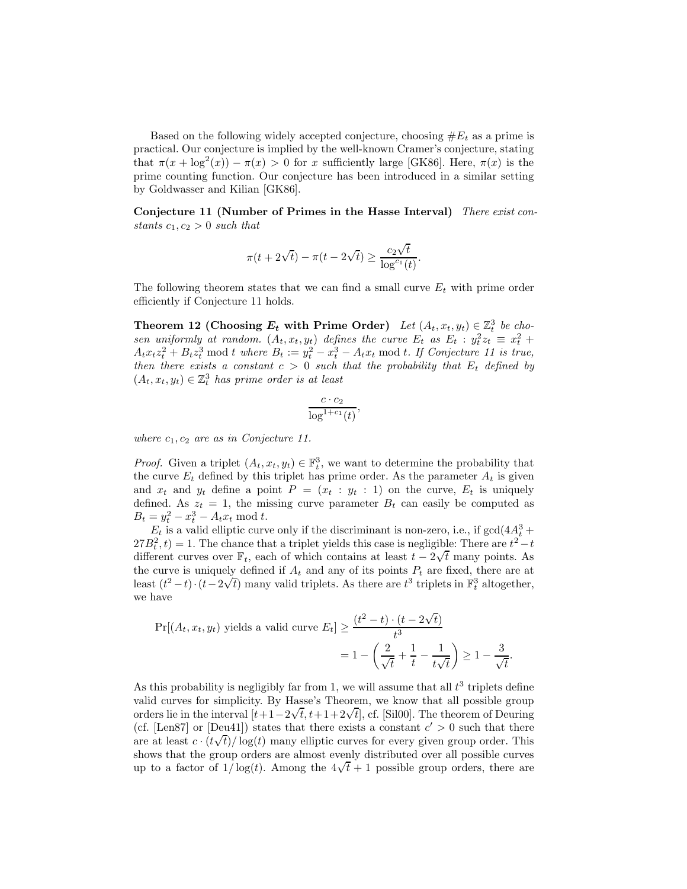Based on the following widely accepted conjecture, choosing $\#E_t$ as a prime is practical. Our conjecture is implied by the well-known Cramer's conjecture, stating that $\pi(x + \log^2(x)) - \pi(x) > 0$ for $x$ sufficiently large [GK86]. Here, $\pi(x)$ is the prime counting function. Our conjecture has been introduced in a similar setting by Goldwasser and Kilian [GK86].

**Conjecture 11 (Number of Primes in the Hasse Interval)** *There exist constants $c_1, c_2 > 0$ such that*

$$\pi(t + 2\sqrt{t}) - \pi(t - 2\sqrt{t}) \geq \frac{c_2\sqrt{t}}{\log^{c_1}(t)}.$$

The following theorem states that we can find a small curve $E_t$ with prime order efficiently if Conjecture 11 holds.

**Theorem 12 (Choosing $E_t$ with Prime Order)** *Let $(A_t, x_t, y_t) \in \mathbb{Z}_t^3$ be chosen uniformly at random. $(A_t, x_t, y_t)$ defines the curve $E_t$ as $E_t : y_t^2 z_t \equiv x_t^2 + A_t x_t z_t^2 + B_t z_t^3 \bmod t$ where $B_t := y_t^2 - x_t^3 - A_t x_t \bmod t$. If Conjecture 11 is true, then there exists a constant $c > 0$ such that the probability that $E_t$ defined by $(A_t, x_t, y_t) \in \mathbb{Z}_t^3$ has prime order is at least*

$$\frac{c \cdot c_2}{\log^{1+c_1}(t)},$$

*where $c_1, c_2$ are as in Conjecture 11.*

*Proof.* Given a triplet $(A_t, x_t, y_t) \in \mathbb{F}_t^3$, we want to determine the probability that the curve $E_t$ defined by this triplet has prime order. As the parameter $A_t$ is given and $x_t$ and $y_t$ define a point $P = (x_t : y_t : 1)$ on the curve, $E_t$ is uniquely defined. As $z_t = 1$, the missing curve parameter $B_t$ can easily be computed as $B_t = y_t^2 - x_t^3 - A_t x_t \bmod t$.

$E_t$ is a valid elliptic curve only if the discriminant is non-zero, i.e., if $\gcd(4A_t^3 + 27B_t^2, t) = 1$. The chance that a triplet yields this case is negligible: There are $t^2 - t$ different curves over $\mathbb{F}_t$, each of which contains at least $t - 2\sqrt{t}$ many points. As the curve is uniquely defined if $A_t$ and any of its points $P_t$ are fixed, there are at least $(t^2 - t) \cdot (t - 2\sqrt{t})$ many valid triplets. As there are $t^3$ triplets in $\mathbb{F}_t^3$ altogether, we have

$$\begin{aligned}
\Pr[(A_t, x_t, y_t) \text{ yields a valid curve } E_t] &\geq \frac{(t^2 - t) \cdot (t - 2\sqrt{t})}{t^3} \\
&= 1 - \left(\frac{2}{\sqrt{t}} + \frac{1}{t} - \frac{1}{t\sqrt{t}}\right) \geq 1 - \frac{3}{\sqrt{t}}.
\end{aligned}$$

As this probability is negligibly far from 1, we will assume that all $t^3$ triplets define valid curves for simplicity. By Hasse's Theorem, we know that all possible group orders lie in the interval $[t+1-2\sqrt{t}, t+1+2\sqrt{t}]$, cf. [Sil00]. The theorem of Deuring (cf. [Len87] or [Deu41]) states that there exists a constant $c' > 0$ such that there are at least $c \cdot (t\sqrt{t})/\log(t)$ many elliptic curves for every given group order. This shows that the group orders are almost evenly distributed over all possible curves up to a factor of $1/\log(t)$. Among the $4\sqrt{t} + 1$ possible group orders, there are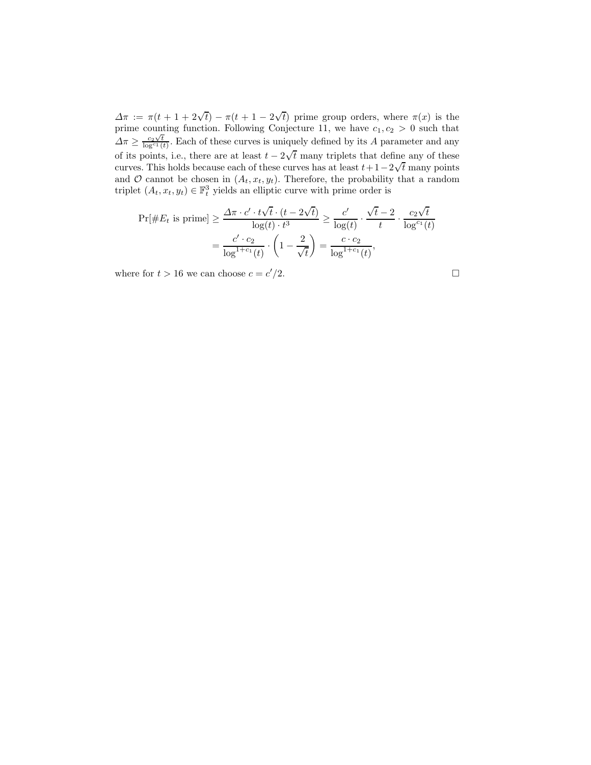$\Delta\pi := \pi(t+1+2\sqrt{t}) - \pi(t+1-2\sqrt{t})$ prime group orders, where $\pi(x)$ is the prime counting function. Following Conjecture 11, we have $c_1, c_2 > 0$ such that $\Delta\pi \geq \frac{c_2\sqrt{t}}{\log^{c_1}(t)}$. Each of these curves is uniquely defined by its $A$ parameter and any of its points, i.e., there are at least $t - 2\sqrt{t}$ many triplets that define any of these curves. This holds because each of these curves has at least $t+1-2\sqrt{t}$ many points and $\mathcal{O}$ cannot be chosen in $(A_t, x_t, y_t)$. Therefore, the probability that a random triplet $(A_t, x_t, y_t) \in \mathbb{F}_t^3$ yields an elliptic curve with prime order is

$$\begin{aligned}
\Pr[\#E_t \text{ is prime}] &\geq \frac{\Delta\pi \cdot c' \cdot t\sqrt{t} \cdot (t - 2\sqrt{t})}{\log(t) \cdot t^3} \geq \frac{c'}{\log(t)} \cdot \frac{\sqrt{t} - 2}{t} \cdot \frac{c_2\sqrt{t}}{\log^{c_1}(t)} \\
&= \frac{c' \cdot c_2}{\log^{1+c_1}(t)} \cdot \left(1 - \frac{2}{\sqrt{t}}\right) = \frac{c \cdot c_2}{\log^{1+c_1}(t)},
\end{aligned}$$

where for $t > 16$ we can choose $c = c'/2$. □